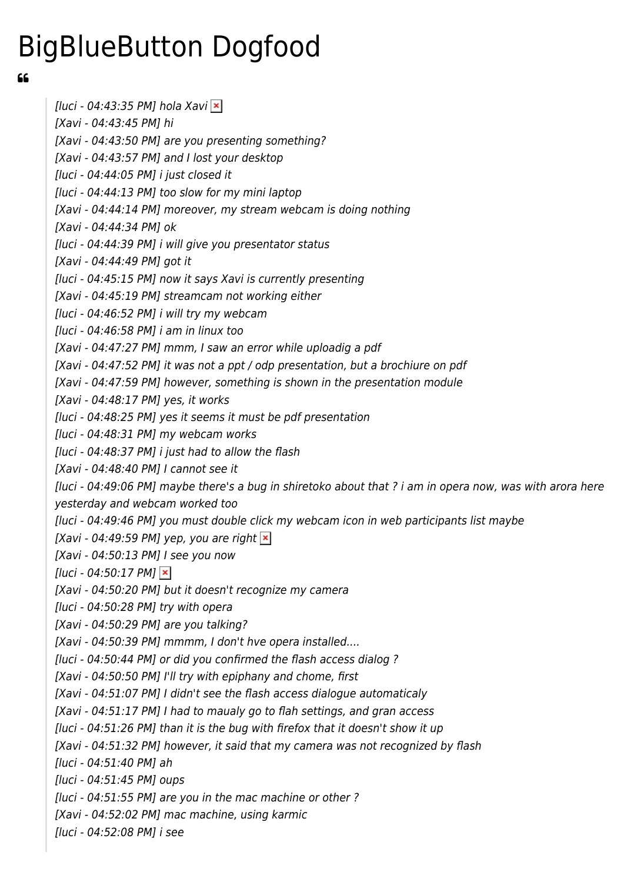# BigBlueButton Dogfood

> *[luci - 04:43:35 PM] hola Xavi*
> *[Xavi - 04:43:45 PM] hi*
> *[Xavi - 04:43:50 PM] are you presenting something?*
> *[Xavi - 04:43:57 PM] and I lost your desktop*
> *[luci - 04:44:05 PM] i just closed it*
> *[luci - 04:44:13 PM] too slow for my mini laptop*
> *[Xavi - 04:44:14 PM] moreover, my stream webcam is doing nothing*
> *[Xavi - 04:44:34 PM] ok*
> *[luci - 04:44:39 PM] i will give you presentator status*
> *[Xavi - 04:44:49 PM] got it*
> *[luci - 04:45:15 PM] now it says Xavi is currently presenting*
> *[Xavi - 04:45:19 PM] streamcam not working either*
> *[luci - 04:46:52 PM] i will try my webcam*
> *[luci - 04:46:58 PM] i am in linux too*
> *[Xavi - 04:47:27 PM] mmm, I saw an error while uploadig a pdf*
> *[Xavi - 04:47:52 PM] it was not a ppt / odp presentation, but a brochiure on pdf*
> *[Xavi - 04:47:59 PM] however, something is shown in the presentation module*
> *[Xavi - 04:48:17 PM] yes, it works*
> *[luci - 04:48:25 PM] yes it seems it must be pdf presentation*
> *[luci - 04:48:31 PM] my webcam works*
> *[luci - 04:48:37 PM] i just had to allow the flash*
> *[Xavi - 04:48:40 PM] I cannot see it*
> *[luci - 04:49:06 PM] maybe there's a bug in shiretoko about that ? i am in opera now, was with arora here yesterday and webcam worked too*
> *[luci - 04:49:46 PM] you must double click my webcam icon in web participants list maybe*
> *[Xavi - 04:49:59 PM] yep, you are right*
> *[Xavi - 04:50:13 PM] I see you now*
> *[luci - 04:50:17 PM]*
> *[Xavi - 04:50:20 PM] but it doesn't recognize my camera*
> *[luci - 04:50:28 PM] try with opera*
> *[Xavi - 04:50:29 PM] are you talking?*
> *[Xavi - 04:50:39 PM] mmmm, I don't hve opera installed....*
> *[luci - 04:50:44 PM] or did you confirmed the flash access dialog ?*
> *[Xavi - 04:50:50 PM] I'll try with epiphany and chome, first*
> *[Xavi - 04:51:07 PM] I didn't see the flash access dialogue automaticaly*
> *[Xavi - 04:51:17 PM] I had to maualy go to flah settings, and gran access*
> *[luci - 04:51:26 PM] than it is the bug with firefox that it doesn't show it up*
> *[Xavi - 04:51:32 PM] however, it said that my camera was not recognized by flash*
> *[luci - 04:51:40 PM] ah*
> *[luci - 04:51:45 PM] oups*
> *[luci - 04:51:55 PM] are you in the mac machine or other ?*
> *[Xavi - 04:52:02 PM] mac machine, using karmic*
> *[luci - 04:52:08 PM] i see*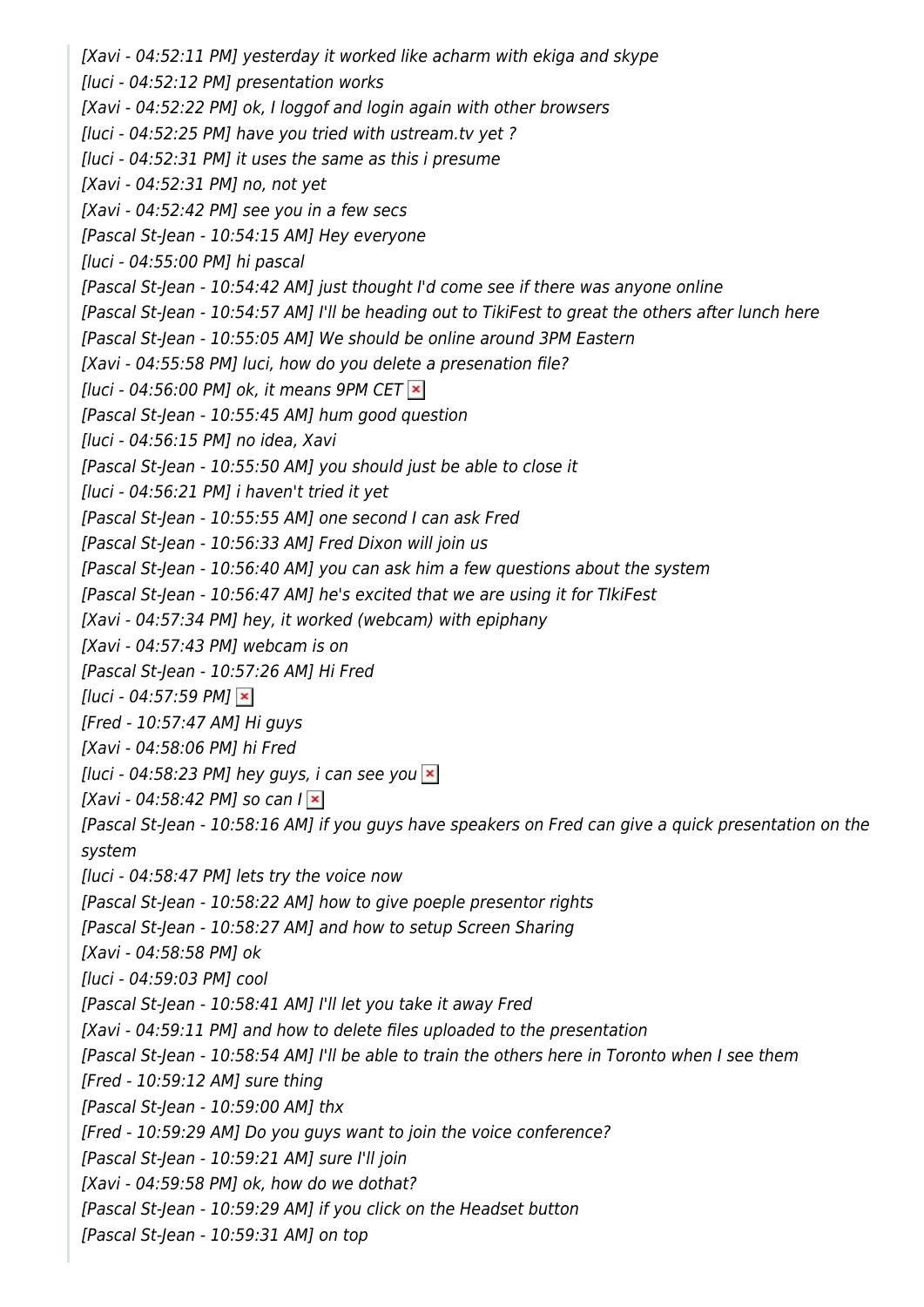*[Xavi - 04:52:11 PM] yesterday it worked like acharm with ekiga and skype*

*[luci - 04:52:12 PM] presentation works*

*[Xavi - 04:52:22 PM] ok, I loggof and login again with other browsers*

*[luci - 04:52:25 PM] have you tried with ustream.tv yet ?*

*[luci - 04:52:31 PM] it uses the same as this i presume*

*[Xavi - 04:52:31 PM] no, not yet*

*[Xavi - 04:52:42 PM] see you in a few secs*

*[Pascal St-Jean - 10:54:15 AM] Hey everyone*

*[luci - 04:55:00 PM] hi pascal*

*[Pascal St-Jean - 10:54:42 AM] just thought I'd come see if there was anyone online*

*[Pascal St-Jean - 10:54:57 AM] I'll be heading out to TikiFest to great the others after lunch here*

*[Pascal St-Jean - 10:55:05 AM] We should be online around 3PM Eastern*

*[Xavi - 04:55:58 PM] luci, how do you delete a presenation file?*

*[luci - 04:56:00 PM] ok, it means 9PM CET*

*[Pascal St-Jean - 10:55:45 AM] hum good question*

*[luci - 04:56:15 PM] no idea, Xavi*

*[Pascal St-Jean - 10:55:50 AM] you should just be able to close it*

*[luci - 04:56:21 PM] i haven't tried it yet*

*[Pascal St-Jean - 10:55:55 AM] one second I can ask Fred*

*[Pascal St-Jean - 10:56:33 AM] Fred Dixon will join us*

*[Pascal St-Jean - 10:56:40 AM] you can ask him a few questions about the system*

*[Pascal St-Jean - 10:56:47 AM] he's excited that we are using it for TIkiFest*

*[Xavi - 04:57:34 PM] hey, it worked (webcam) with epiphany*

*[Xavi - 04:57:43 PM] webcam is on*

*[Pascal St-Jean - 10:57:26 AM] Hi Fred*

*[luci - 04:57:59 PM]*

*[Fred - 10:57:47 AM] Hi guys*

*[Xavi - 04:58:06 PM] hi Fred*

*[luci - 04:58:23 PM] hey guys, i can see you*

*[Xavi - 04:58:42 PM] so can I*

*[Pascal St-Jean - 10:58:16 AM] if you guys have speakers on Fred can give a quick presentation on the system*

*[luci - 04:58:47 PM] lets try the voice now*

*[Pascal St-Jean - 10:58:22 AM] how to give poeple presentor rights*

*[Pascal St-Jean - 10:58:27 AM] and how to setup Screen Sharing*

*[Xavi - 04:58:58 PM] ok*

*[luci - 04:59:03 PM] cool*

*[Pascal St-Jean - 10:58:41 AM] I'll let you take it away Fred*

*[Xavi - 04:59:11 PM] and how to delete files uploaded to the presentation*

*[Pascal St-Jean - 10:58:54 AM] I'll be able to train the others here in Toronto when I see them*

*[Fred - 10:59:12 AM] sure thing*

*[Pascal St-Jean - 10:59:00 AM] thx*

*[Fred - 10:59:29 AM] Do you guys want to join the voice conference?*

*[Pascal St-Jean - 10:59:21 AM] sure I'll join*

*[Xavi - 04:59:58 PM] ok, how do dothat?*

*[Pascal St-Jean - 10:59:29 AM] if you click on the Headset button*

*[Pascal St-Jean - 10:59:31 AM] on top*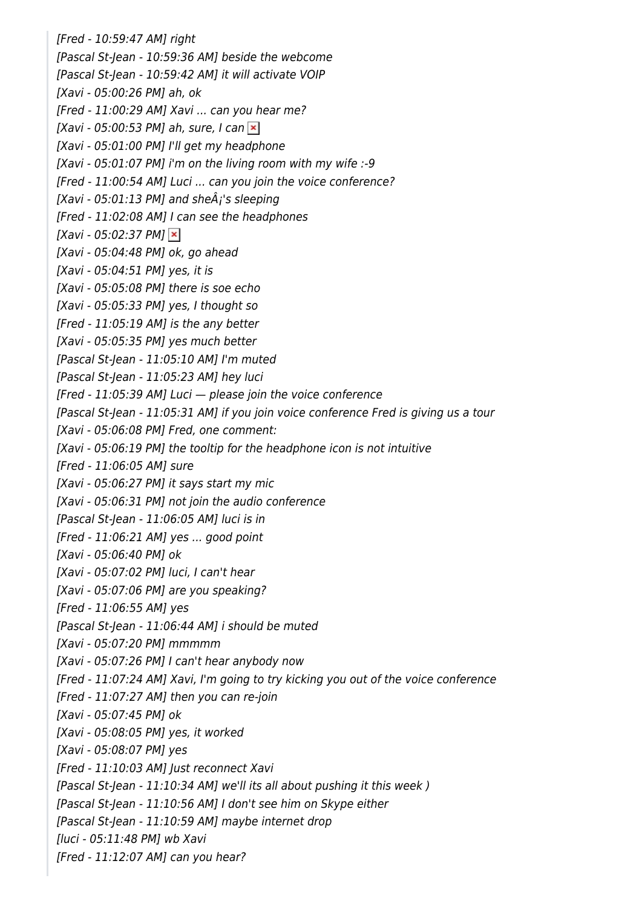*[Fred - 10:59:47 AM] right*
*[Pascal St-Jean - 10:59:36 AM] beside the webcome*
*[Pascal St-Jean - 10:59:42 AM] it will activate VOIP*
*[Xavi - 05:00:26 PM] ah, ok*
*[Fred - 11:00:29 AM] Xavi ... can you hear me?*
*[Xavi - 05:00:53 PM] ah, sure, I can*
*[Xavi - 05:01:00 PM] I'll get my headphone*
*[Xavi - 05:01:07 PM] i'm on the living room with my wife :-9*
*[Fred - 11:00:54 AM] Luci ... can you join the voice conference?*
*[Xavi - 05:01:13 PM] and sheÂ¡'s sleeping*
*[Fred - 11:02:08 AM] I can see the headphones*
*[Xavi - 05:02:37 PM]*
*[Xavi - 05:04:48 PM] ok, go ahead*
*[Xavi - 05:04:51 PM] yes, it is*
*[Xavi - 05:05:08 PM] there is soe echo*
*[Xavi - 05:05:33 PM] yes, I thought so*
*[Fred - 11:05:19 AM] is the any better*
*[Xavi - 05:05:35 PM] yes much better*
*[Pascal St-Jean - 11:05:10 AM] I'm muted*
*[Pascal St-Jean - 11:05:23 AM] hey luci*
*[Fred - 11:05:39 AM] Luci — please join the voice conference*
*[Pascal St-Jean - 11:05:31 AM] if you join voice conference Fred is giving us a tour*
*[Xavi - 05:06:08 PM] Fred, one comment:*
*[Xavi - 05:06:19 PM] the tooltip for the headphone icon is not intuitive*
*[Fred - 11:06:05 AM] sure*
*[Xavi - 05:06:27 PM] it says start my mic*
*[Xavi - 05:06:31 PM] not join the audio conference*
*[Pascal St-Jean - 11:06:05 AM] luci is in*
*[Fred - 11:06:21 AM] yes ... good point*
*[Xavi - 05:06:40 PM] ok*
*[Xavi - 05:07:02 PM] luci, I can't hear*
*[Xavi - 05:07:06 PM] are you speaking?*
*[Fred - 11:06:55 AM] yes*
*[Pascal St-Jean - 11:06:44 AM] i should be muted*
*[Xavi - 05:07:20 PM] mmmmm*
*[Xavi - 05:07:26 PM] I can't hear anybody now*
*[Fred - 11:07:24 AM] Xavi, I'm going to try kicking you out of the voice conference*
*[Fred - 11:07:27 AM] then you can re-join*
*[Xavi - 05:07:45 PM] ok*
*[Xavi - 05:08:05 PM] yes, it worked*
*[Xavi - 05:08:07 PM] yes*
*[Fred - 11:10:03 AM] Just reconnect Xavi*
*[Pascal St-Jean - 11:10:34 AM] we'll its all about pushing it this week )*
*[Pascal St-Jean - 11:10:56 AM] I don't see him on Skype either*
*[Pascal St-Jean - 11:10:59 AM] maybe internet drop*
*[luci - 05:11:48 PM] wb Xavi*
*[Fred - 11:12:07 AM] can you hear?*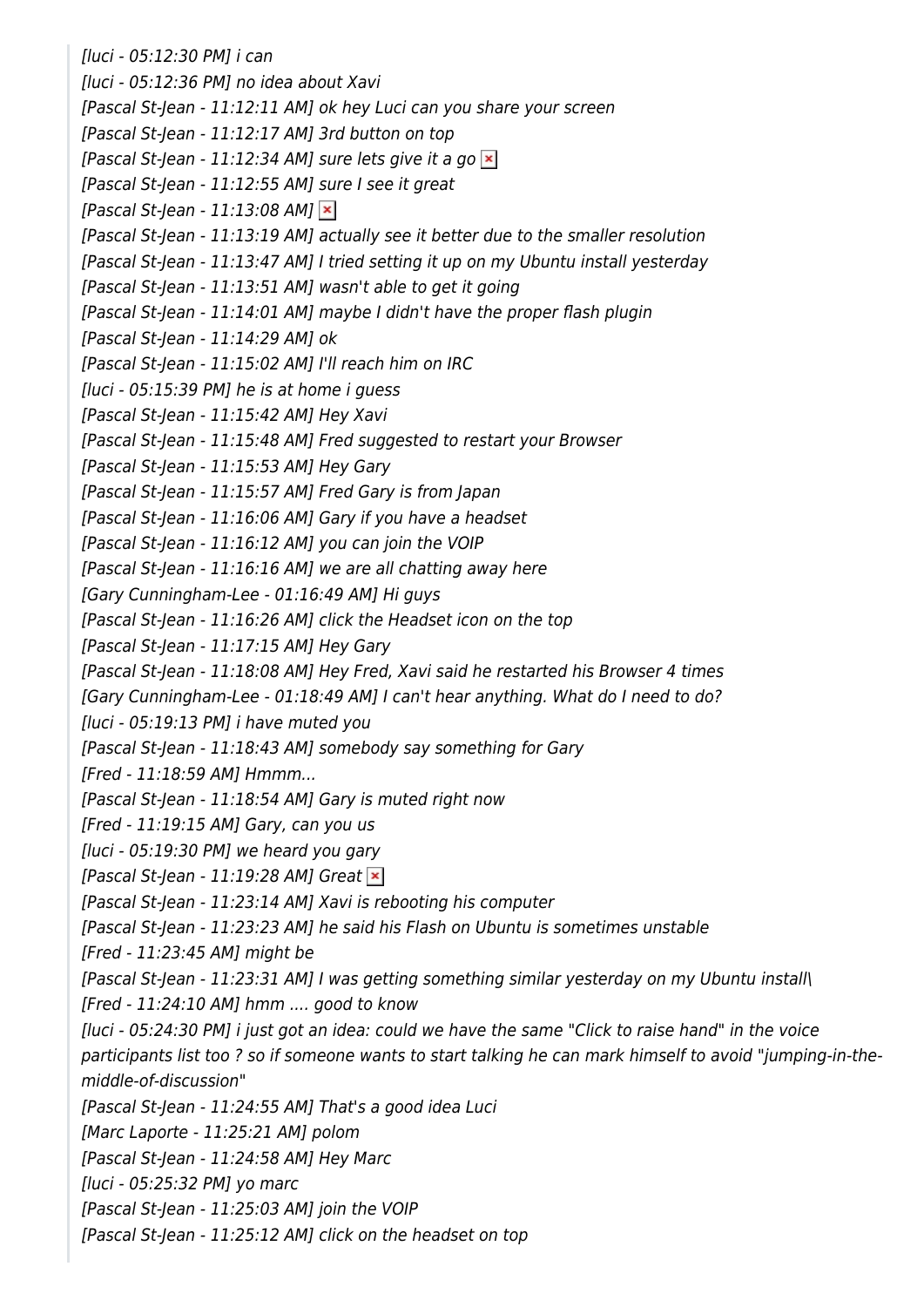*[luci - 05:12:30 PM] i can*
*[luci - 05:12:36 PM] no idea about Xavi*
*[Pascal St-Jean - 11:12:11 AM] ok hey Luci can you share your screen*
*[Pascal St-Jean - 11:12:17 AM] 3rd button on top*
*[Pascal St-Jean - 11:12:34 AM] sure lets give it a go*
*[Pascal St-Jean - 11:12:55 AM] sure I see it great*
*[Pascal St-Jean - 11:13:08 AM]*
*[Pascal St-Jean - 11:13:19 AM] actually see it better due to the smaller resolution*
*[Pascal St-Jean - 11:13:47 AM] I tried setting it up on my Ubuntu install yesterday*
*[Pascal St-Jean - 11:13:51 AM] wasn't able to get it going*
*[Pascal St-Jean - 11:14:01 AM] maybe I didn't have the proper flash plugin*
*[Pascal St-Jean - 11:14:29 AM] ok*
*[Pascal St-Jean - 11:15:02 AM] I'll reach him on IRC*
*[luci - 05:15:39 PM] he is at home i guess*
*[Pascal St-Jean - 11:15:42 AM] Hey Xavi*
*[Pascal St-Jean - 11:15:48 AM] Fred suggested to restart your Browser*
*[Pascal St-Jean - 11:15:53 AM] Hey Gary*
*[Pascal St-Jean - 11:15:57 AM] Fred Gary is from Japan*
*[Pascal St-Jean - 11:16:06 AM] Gary if you have a headset*
*[Pascal St-Jean - 11:16:12 AM] you can join the VOIP*
*[Pascal St-Jean - 11:16:16 AM] we are all chatting away here*
*[Gary Cunningham-Lee - 01:16:49 AM] Hi guys*
*[Pascal St-Jean - 11:16:26 AM] click the Headset icon on the top*
*[Pascal St-Jean - 11:17:15 AM] Hey Gary*
*[Pascal St-Jean - 11:18:08 AM] Hey Fred, Xavi said he restarted his Browser 4 times*
*[Gary Cunningham-Lee - 01:18:49 AM] I can't hear anything. What do I need to do?*
*[luci - 05:19:13 PM] i have muted you*
*[Pascal St-Jean - 11:18:43 AM] somebody say something for Gary*
*[Fred - 11:18:59 AM] Hmmm...*
*[Pascal St-Jean - 11:18:54 AM] Gary is muted right now*
*[Fred - 11:19:15 AM] Gary, can you us*
*[luci - 05:19:30 PM] we heard you gary*
*[Pascal St-Jean - 11:19:28 AM] Great*
*[Pascal St-Jean - 11:23:14 AM] Xavi is rebooting his computer*
*[Pascal St-Jean - 11:23:23 AM] he said his Flash on Ubuntu is sometimes unstable*
*[Fred - 11:23:45 AM] might be*
*[Pascal St-Jean - 11:23:31 AM] I was getting something similar yesterday on my Ubuntu install\*
*[Fred - 11:24:10 AM] hmm .... good to know*
*[luci - 05:24:30 PM] i just got an idea: could we have the same "Click to raise hand" in the voice participants list too ? so if someone wants to start talking he can mark himself to avoid "jumping-in-the-middle-of-discussion"*
*[Pascal St-Jean - 11:24:55 AM] That's a good idea Luci*
*[Marc Laporte - 11:25:21 AM] polom*
*[Pascal St-Jean - 11:24:58 AM] Hey Marc*
*[luci - 05:25:32 PM] yo marc*
*[Pascal St-Jean - 11:25:03 AM] join the VOIP*
*[Pascal St-Jean - 11:25:12 AM] click on the headset on top*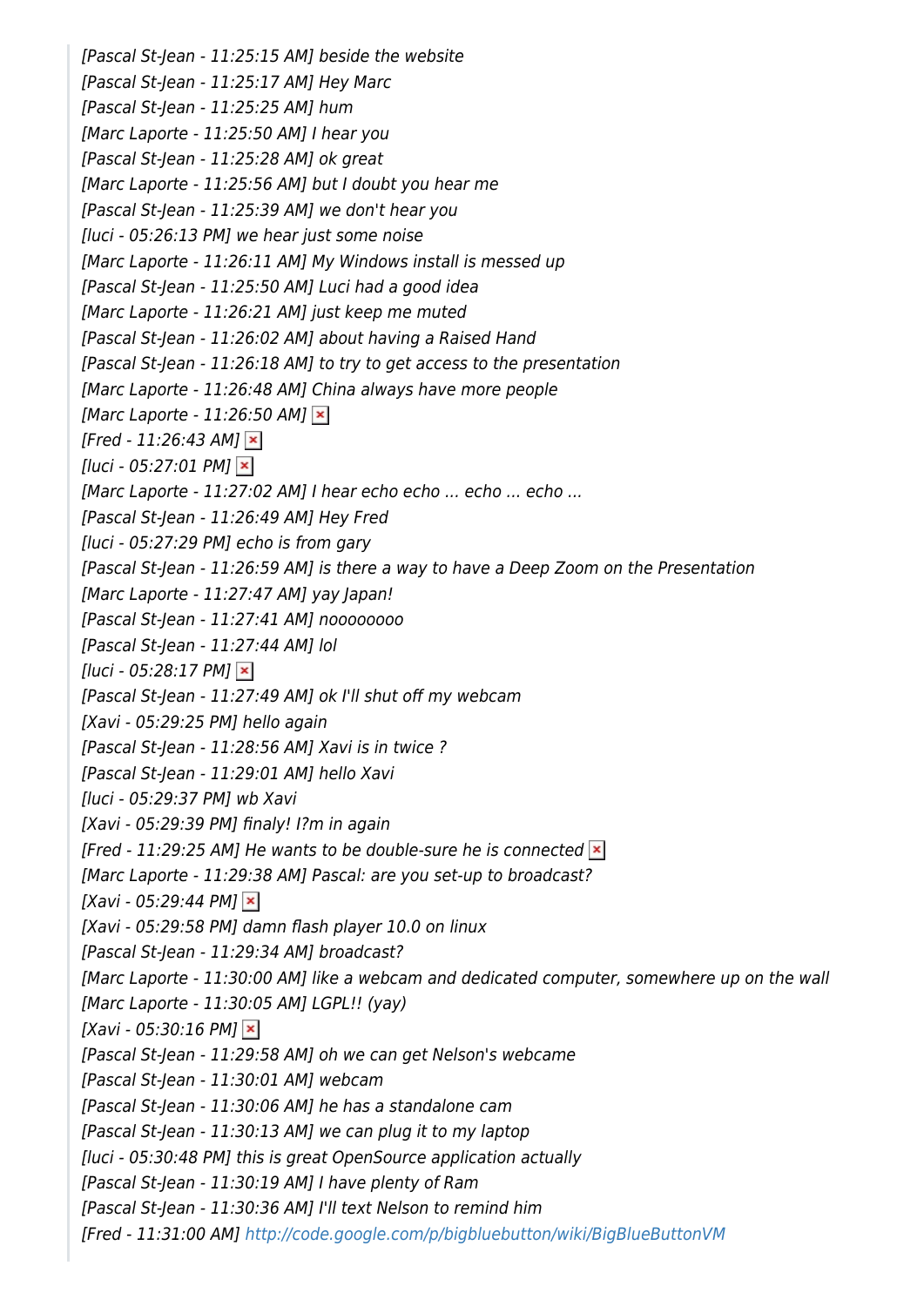*[Pascal St-Jean - 11:25:15 AM] beside the website*
*[Pascal St-Jean - 11:25:17 AM] Hey Marc*
*[Pascal St-Jean - 11:25:25 AM] hum*
*[Marc Laporte - 11:25:50 AM] I hear you*
*[Pascal St-Jean - 11:25:28 AM] ok great*
*[Marc Laporte - 11:25:56 AM] but I doubt you hear me*
*[Pascal St-Jean - 11:25:39 AM] we don't hear you*
*[luci - 05:26:13 PM] we hear just some noise*
*[Marc Laporte - 11:26:11 AM] My Windows install is messed up*
*[Pascal St-Jean - 11:25:50 AM] Luci had a good idea*
*[Marc Laporte - 11:26:21 AM] just keep me muted*
*[Pascal St-Jean - 11:26:02 AM] about having a Raised Hand*
*[Pascal St-Jean - 11:26:18 AM] to try to get access to the presentation*
*[Marc Laporte - 11:26:48 AM] China always have more people*
*[Marc Laporte - 11:26:50 AM]*
*[Fred - 11:26:43 AM]*
*[luci - 05:27:01 PM]*
*[Marc Laporte - 11:27:02 AM] I hear echo echo ... echo ... echo ...*
*[Pascal St-Jean - 11:26:49 AM] Hey Fred*
*[luci - 05:27:29 PM] echo is from gary*
*[Pascal St-Jean - 11:26:59 AM] is there a way to have a Deep Zoom on the Presentation*
*[Marc Laporte - 11:27:47 AM] yay Japan!*
*[Pascal St-Jean - 11:27:41 AM] nooooooooo*
*[Pascal St-Jean - 11:27:44 AM] lol*
*[luci - 05:28:17 PM]*
*[Pascal St-Jean - 11:27:49 AM] ok I'll shut off my webcam*
*[Xavi - 05:29:25 PM] hello again*
*[Pascal St-Jean - 11:28:56 AM] Xavi is in twice ?*
*[Pascal St-Jean - 11:29:01 AM] hello Xavi*
*[luci - 05:29:37 PM] wb Xavi*
*[Xavi - 05:29:39 PM] finaly! I?m in again*
*[Fred - 11:29:25 AM] He wants to be double-sure he is connected*
*[Marc Laporte - 11:29:38 AM] Pascal: are you set-up to broadcast?*
*[Xavi - 05:29:44 PM]*
*[Xavi - 05:29:58 PM] damn flash player 10.0 on linux*
*[Pascal St-Jean - 11:29:34 AM] broadcast?*
*[Marc Laporte - 11:30:00 AM] like a webcam and dedicated computer, somewhere up on the wall*
*[Marc Laporte - 11:30:05 AM] LGPL!! (yay)*
*[Xavi - 05:30:16 PM]*
*[Pascal St-Jean - 11:29:58 AM] oh we can get Nelson's webcame*
*[Pascal St-Jean - 11:30:01 AM] webcam*
*[Pascal St-Jean - 11:30:06 AM] he has a standalone cam*
*[Pascal St-Jean - 11:30:13 AM] we can plug it to my laptop*
*[luci - 05:30:48 PM] this is great OpenSource application actually*
*[Pascal St-Jean - 11:30:19 AM] I have plenty of Ram*
*[Pascal St-Jean - 11:30:36 AM] I'll text Nelson to remind him*
*[Fred - 11:31:00 AM] [http://code.google.com/p/bigbluebutton/wiki/BigBlueButtonVM](http://code.google.com/p/bigbluebutton/wiki/BigBlueButtonVM)*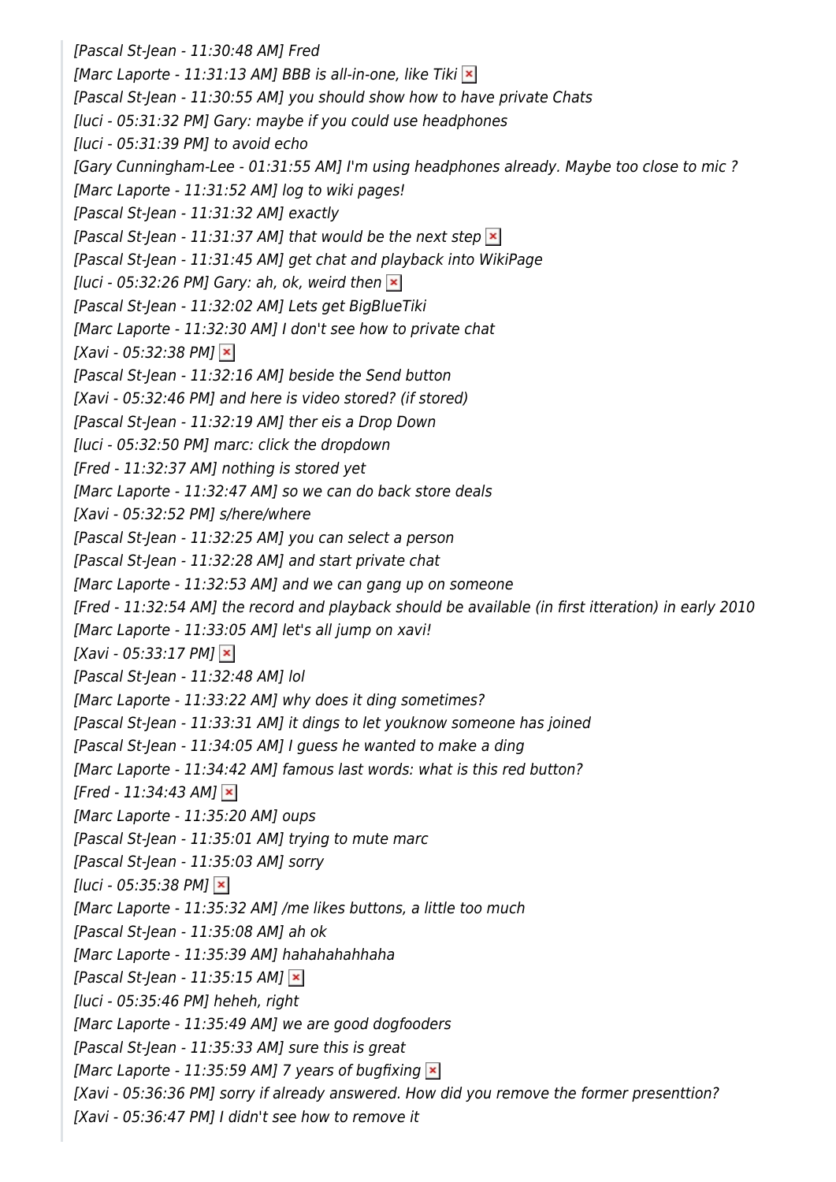*[Pascal St-Jean - 11:30:48 AM] Fred*
*[Marc Laporte - 11:31:13 AM] BBB is all-in-one, like Tiki*
*[Pascal St-Jean - 11:30:55 AM] you should show how to have private Chats*
*[luci - 05:31:32 PM] Gary: maybe if you could use headphones*
*[luci - 05:31:39 PM] to avoid echo*
*[Gary Cunningham-Lee - 01:31:55 AM] I'm using headphones already. Maybe too close to mic ?*
*[Marc Laporte - 11:31:52 AM] log to wiki pages!*
*[Pascal St-Jean - 11:31:32 AM] exactly*
*[Pascal St-Jean - 11:31:37 AM] that would be the next step*
*[Pascal St-Jean - 11:31:45 AM] get chat and playback into WikiPage*
*[luci - 05:32:26 PM] Gary: ah, ok, weird then*
*[Pascal St-Jean - 11:32:02 AM] Lets get BigBlueTiki*
*[Marc Laporte - 11:32:30 AM] I don't see how to private chat*
*[Xavi - 05:32:38 PM]*
*[Pascal St-Jean - 11:32:16 AM] beside the Send button*
*[Xavi - 05:32:46 PM] and here is video stored? (if stored)*
*[Pascal St-Jean - 11:32:19 AM] ther eis a Drop Down*
*[luci - 05:32:50 PM] marc: click the dropdown*
*[Fred - 11:32:37 AM] nothing is stored yet*
*[Marc Laporte - 11:32:47 AM] so we can do back store deals*
*[Xavi - 05:32:52 PM] s/here/where*
*[Pascal St-Jean - 11:32:25 AM] you can select a person*
*[Pascal St-Jean - 11:32:28 AM] and start private chat*
*[Marc Laporte - 11:32:53 AM] and we can gang up on someone*
*[Fred - 11:32:54 AM] the record and playback should be available (in first itteration) in early 2010*
*[Marc Laporte - 11:33:05 AM] let's all jump on xavi!*
*[Xavi - 05:33:17 PM]*
*[Pascal St-Jean - 11:32:48 AM] lol*
*[Marc Laporte - 11:33:22 AM] why does it ding sometimes?*
*[Pascal St-Jean - 11:33:31 AM] it dings to let youknow someone has joined*
*[Pascal St-Jean - 11:34:05 AM] I guess he wanted to make a ding*
*[Marc Laporte - 11:34:42 AM] famous last words: what is this red button?*
*[Fred - 11:34:43 AM]*
*[Marc Laporte - 11:35:20 AM] oups*
*[Pascal St-Jean - 11:35:01 AM] trying to mute marc*
*[Pascal St-Jean - 11:35:03 AM] sorry*
*[luci - 05:35:38 PM]*
*[Marc Laporte - 11:35:32 AM] /me likes buttons, a little too much*
*[Pascal St-Jean - 11:35:08 AM] ah ok*
*[Marc Laporte - 11:35:39 AM] hahahahahhaha*
*[Pascal St-Jean - 11:35:15 AM]*
*[luci - 05:35:46 PM] heheh, right*
*[Marc Laporte - 11:35:49 AM] we are good dogfooders*
*[Pascal St-Jean - 11:35:33 AM] sure this is great*
*[Marc Laporte - 11:35:59 AM] 7 years of bugfixing*
*[Xavi - 05:36:36 PM] sorry if already answered. How did you remove the former presenttion?*
*[Xavi - 05:36:47 PM] I didn't see how to remove it*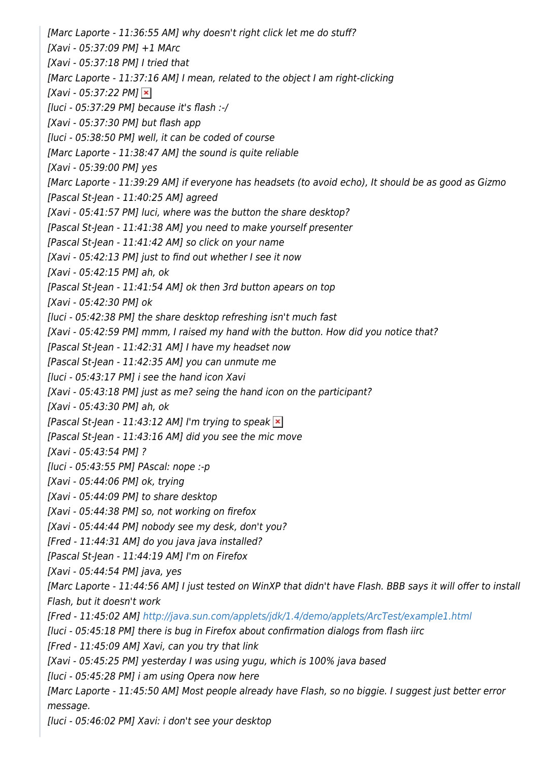*[Marc Laporte - 11:36:55 AM] why doesn't right click let me do stuff?*
*[Xavi - 05:37:09 PM] +1 MArc*
*[Xavi - 05:37:18 PM] I tried that*
*[Marc Laporte - 11:37:16 AM] I mean, related to the object I am right-clicking*
*[Xavi - 05:37:22 PM]*
*[luci - 05:37:29 PM] because it's flash :-/*
*[Xavi - 05:37:30 PM] but flash app*
*[luci - 05:38:50 PM] well, it can be coded of course*
*[Marc Laporte - 11:38:47 AM] the sound is quite reliable*
*[Xavi - 05:39:00 PM] yes*
*[Marc Laporte - 11:39:29 AM] if everyone has headsets (to avoid echo), It should be as good as Gizmo*
*[Pascal St-Jean - 11:40:25 AM] agreed*
*[Xavi - 05:41:57 PM] luci, where was the button the share desktop?*
*[Pascal St-Jean - 11:41:38 AM] you need to make yourself presenter*
*[Pascal St-Jean - 11:41:42 AM] so click on your name*
*[Xavi - 05:42:13 PM] just to find out whether I see it now*
*[Xavi - 05:42:15 PM] ah, ok*
*[Pascal St-Jean - 11:41:54 AM] ok then 3rd button apears on top*
*[Xavi - 05:42:30 PM] ok*
*[luci - 05:42:38 PM] the share desktop refreshing isn't much fast*
*[Xavi - 05:42:59 PM] mmm, I raised my hand with the button. How did you notice that?*
*[Pascal St-Jean - 11:42:31 AM] I have my headset now*
*[Pascal St-Jean - 11:42:35 AM] you can unmute me*
*[luci - 05:43:17 PM] i see the hand icon Xavi*
*[Xavi - 05:43:18 PM] just as me? seing the hand icon on the participant?*
*[Xavi - 05:43:30 PM] ah, ok*
*[Pascal St-Jean - 11:43:12 AM] I'm trying to speak*
*[Pascal St-Jean - 11:43:16 AM] did you see the mic move*
*[Xavi - 05:43:54 PM] ?*
*[luci - 05:43:55 PM] PAscal: nope :-p*
*[Xavi - 05:44:06 PM] ok, trying*
*[Xavi - 05:44:09 PM] to share desktop*
*[Xavi - 05:44:38 PM] so, not working on firefox*
*[Xavi - 05:44:44 PM] nobody see my desk, don't you?*
*[Fred - 11:44:31 AM] do you java java installed?*
*[Pascal St-Jean - 11:44:19 AM] I'm on Firefox*
*[Xavi - 05:44:54 PM] java, yes*
*[Marc Laporte - 11:44:56 AM] I just tested on WinXP that didn't have Flash. BBB says it will offer to install Flash, but it doesn't work*
*[Fred - 11:45:02 AM] http://java.sun.com/applets/jdk/1.4/demo/applets/ArcTest/example1.html*
*[luci - 05:45:18 PM] there is bug in Firefox about confirmation dialogs from flash iirc*
*[Fred - 11:45:09 AM] Xavi, can you try that link*
*[Xavi - 05:45:25 PM] yesterday I was using yugu, which is 100% java based*
*[luci - 05:45:28 PM] i am using Opera now here*
*[Marc Laporte - 11:45:50 AM] Most people already have Flash, so no biggie. I suggest just better error message.*
*[luci - 05:46:02 PM] Xavi: i don't see your desktop*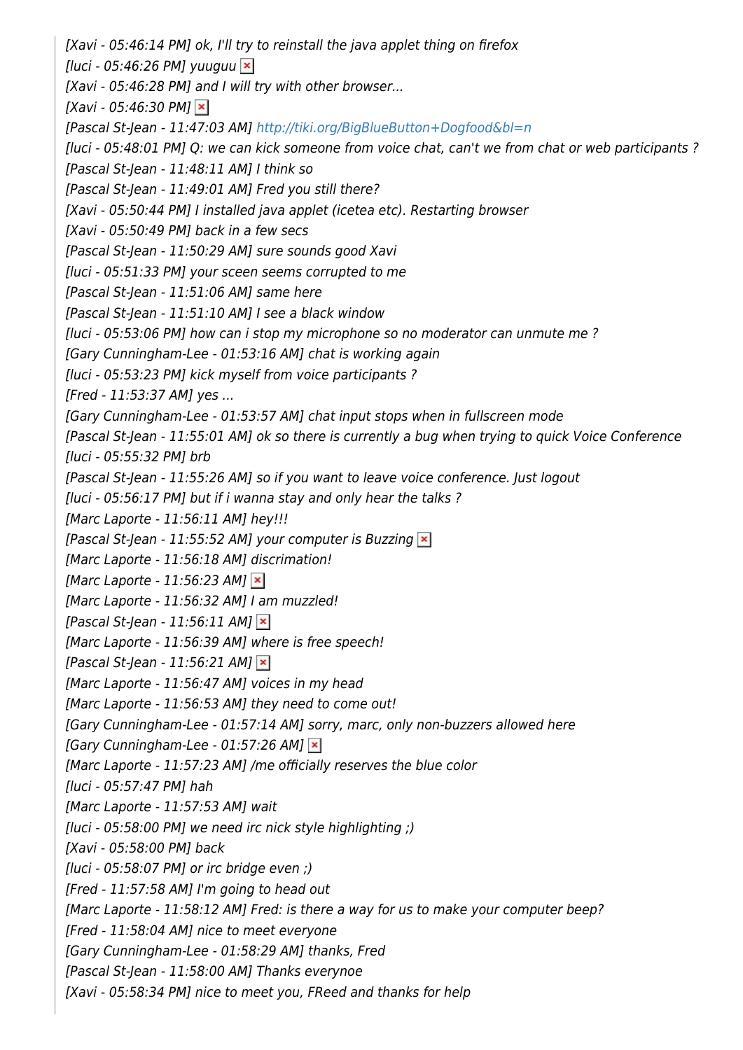*[Xavi - 05:46:14 PM] ok, I'll try to reinstall the java applet thing on firefox*
*[luci - 05:46:26 PM] yuuguu*
*[Xavi - 05:46:28 PM] and I will try with other browser...*
*[Xavi - 05:46:30 PM]*
*[Pascal St-Jean - 11:47:03 AM] http://tiki.org/BigBlueButton+Dogfood&bl=n*
*[luci - 05:48:01 PM] Q: we can kick someone from voice chat, can't we from chat or web participants ?*
*[Pascal St-Jean - 11:48:11 AM] I think so*
*[Pascal St-Jean - 11:49:01 AM] Fred you still there?*
*[Xavi - 05:50:44 PM] I installed java applet (icetea etc). Restarting browser*
*[Xavi - 05:50:49 PM] back in a few secs*
*[Pascal St-Jean - 11:50:29 AM] sure sounds good Xavi*
*[luci - 05:51:33 PM] your sceen seems corrupted to me*
*[Pascal St-Jean - 11:51:06 AM] same here*
*[Pascal St-Jean - 11:51:10 AM] I see a black window*
*[luci - 05:53:06 PM] how can i stop my microphone so no moderator can unmute me ?*
*[Gary Cunningham-Lee - 01:53:16 AM] chat is working again*
*[luci - 05:53:23 PM] kick myself from voice participants ?*
*[Fred - 11:53:37 AM] yes ...*
*[Gary Cunningham-Lee - 01:53:57 AM] chat input stops when in fullscreen mode*
*[Pascal St-Jean - 11:55:01 AM] ok so there is currently a bug when trying to quick Voice Conference*
*[luci - 05:55:32 PM] brb*
*[Pascal St-Jean - 11:55:26 AM] so if you want to leave voice conference. Just logout*
*[luci - 05:56:17 PM] but if i wanna stay and only hear the talks ?*
*[Marc Laporte - 11:56:11 AM] hey!!!*
*[Pascal St-Jean - 11:55:52 AM] your computer is Buzzing*
*[Marc Laporte - 11:56:18 AM] discrimation!*
*[Marc Laporte - 11:56:23 AM]*
*[Marc Laporte - 11:56:32 AM] I am muzzled!*
*[Pascal St-Jean - 11:56:11 AM]*
*[Marc Laporte - 11:56:39 AM] where is free speech!*
*[Pascal St-Jean - 11:56:21 AM]*
*[Marc Laporte - 11:56:47 AM] voices in my head*
*[Marc Laporte - 11:56:53 AM] they need to come out!*
*[Gary Cunningham-Lee - 01:57:14 AM] sorry, marc, only non-buzzers allowed here*
*[Gary Cunningham-Lee - 01:57:26 AM]*
*[Marc Laporte - 11:57:23 AM] /me officially reserves the blue color*
*[luci - 05:57:47 PM] hah*
*[Marc Laporte - 11:57:53 AM] wait*
*[luci - 05:58:00 PM] we need irc nick style highlighting ;)*
*[Xavi - 05:58:00 PM] back*
*[luci - 05:58:07 PM] or irc bridge even ;)*
*[Fred - 11:57:58 AM] I'm going to head out*
*[Marc Laporte - 11:58:12 AM] Fred: is there a way for us to make your computer beep?*
*[Fred - 11:58:04 AM] nice to meet everyone*
*[Gary Cunningham-Lee - 01:58:29 AM] thanks, Fred*
*[Pascal St-Jean - 11:58:00 AM] Thanks everynoe*
*[Xavi - 05:58:34 PM] nice to meet you, FReed and thanks for help*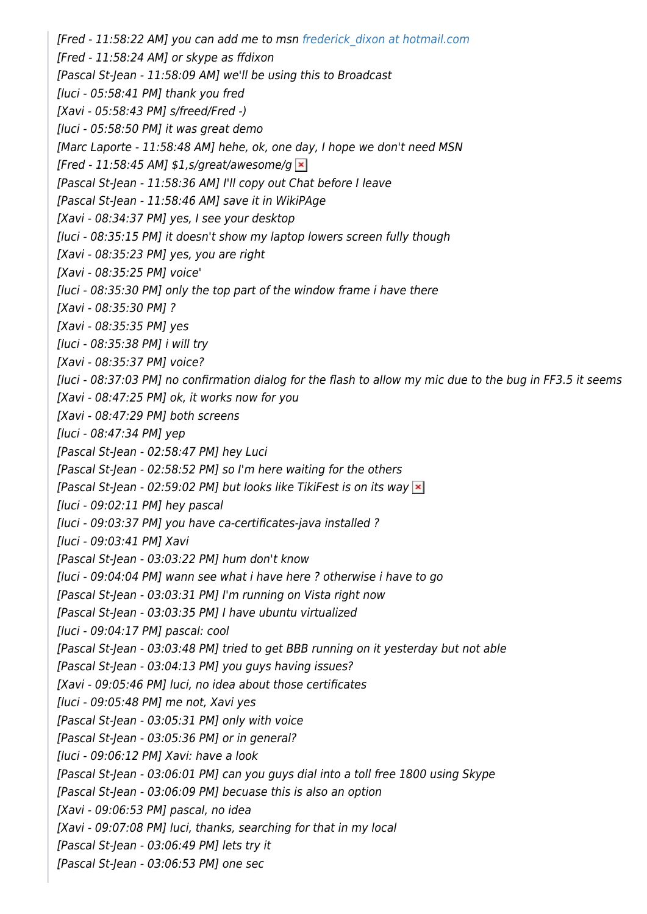*[Fred - 11:58:22 AM] you can add me to msn frederick_dixon at hotmail.com*
*[Fred - 11:58:24 AM] or skype as ffdixon*
*[Pascal St-Jean - 11:58:09 AM] we'll be using this to Broadcast*
*[luci - 05:58:41 PM] thank you fred*
*[Xavi - 05:58:43 PM] s/freed/Fred -)*
*[luci - 05:58:50 PM] it was great demo*
*[Marc Laporte - 11:58:48 AM] hehe, ok, one day, I hope we don't need MSN*
*[Fred - 11:58:45 AM] $1,s/great/awesome/g*
*[Pascal St-Jean - 11:58:36 AM] I'll copy out Chat before I leave*
*[Pascal St-Jean - 11:58:46 AM] save it in WikiPAge*
*[Xavi - 08:34:37 PM] yes, I see your desktop*
*[luci - 08:35:15 PM] it doesn't show my laptop lowers screen fully though*
*[Xavi - 08:35:23 PM] yes, you are right*
*[Xavi - 08:35:25 PM] voice'*
*[luci - 08:35:30 PM] only the top part of the window frame i have there*
*[Xavi - 08:35:30 PM] ?*
*[Xavi - 08:35:35 PM] yes*
*[luci - 08:35:38 PM] i will try*
*[Xavi - 08:35:37 PM] voice?*
*[luci - 08:37:03 PM] no confirmation dialog for the flash to allow my mic due to the bug in FF3.5 it seems*
*[Xavi - 08:47:25 PM] ok, it works now for you*
*[Xavi - 08:47:29 PM] both screens*
*[luci - 08:47:34 PM] yep*
*[Pascal St-Jean - 02:58:47 PM] hey Luci*
*[Pascal St-Jean - 02:58:52 PM] so I'm here waiting for the others*
*[Pascal St-Jean - 02:59:02 PM] but looks like TikiFest is on its way*
*[luci - 09:02:11 PM] hey pascal*
*[luci - 09:03:37 PM] you have ca-certificates-java installed ?*
*[luci - 09:03:41 PM] Xavi*
*[Pascal St-Jean - 03:03:22 PM] hum don't know*
*[luci - 09:04:04 PM] wann see what i have here ? otherwise i have to go*
*[Pascal St-Jean - 03:03:31 PM] I'm running on Vista right now*
*[Pascal St-Jean - 03:03:35 PM] I have ubuntu virtualized*
*[luci - 09:04:17 PM] pascal: cool*
*[Pascal St-Jean - 03:03:48 PM] tried to get BBB running on it yesterday but not able*
*[Pascal St-Jean - 03:04:13 PM] you guys having issues?*
*[Xavi - 09:05:46 PM] luci, no idea about those certificates*
*[luci - 09:05:48 PM] me not, Xavi yes*
*[Pascal St-Jean - 03:05:31 PM] only with voice*
*[Pascal St-Jean - 03:05:36 PM] or in general?*
*[luci - 09:06:12 PM] Xavi: have a look*
*[Pascal St-Jean - 03:06:01 PM] can you guys dial into a toll free 1800 using Skype*
*[Pascal St-Jean - 03:06:09 PM] becuase this is also an option*
*[Xavi - 09:06:53 PM] pascal, no idea*
*[Xavi - 09:07:08 PM] luci, thanks, searching for that in my local*
*[Pascal St-Jean - 03:06:49 PM] lets try it*
*[Pascal St-Jean - 03:06:53 PM] one sec*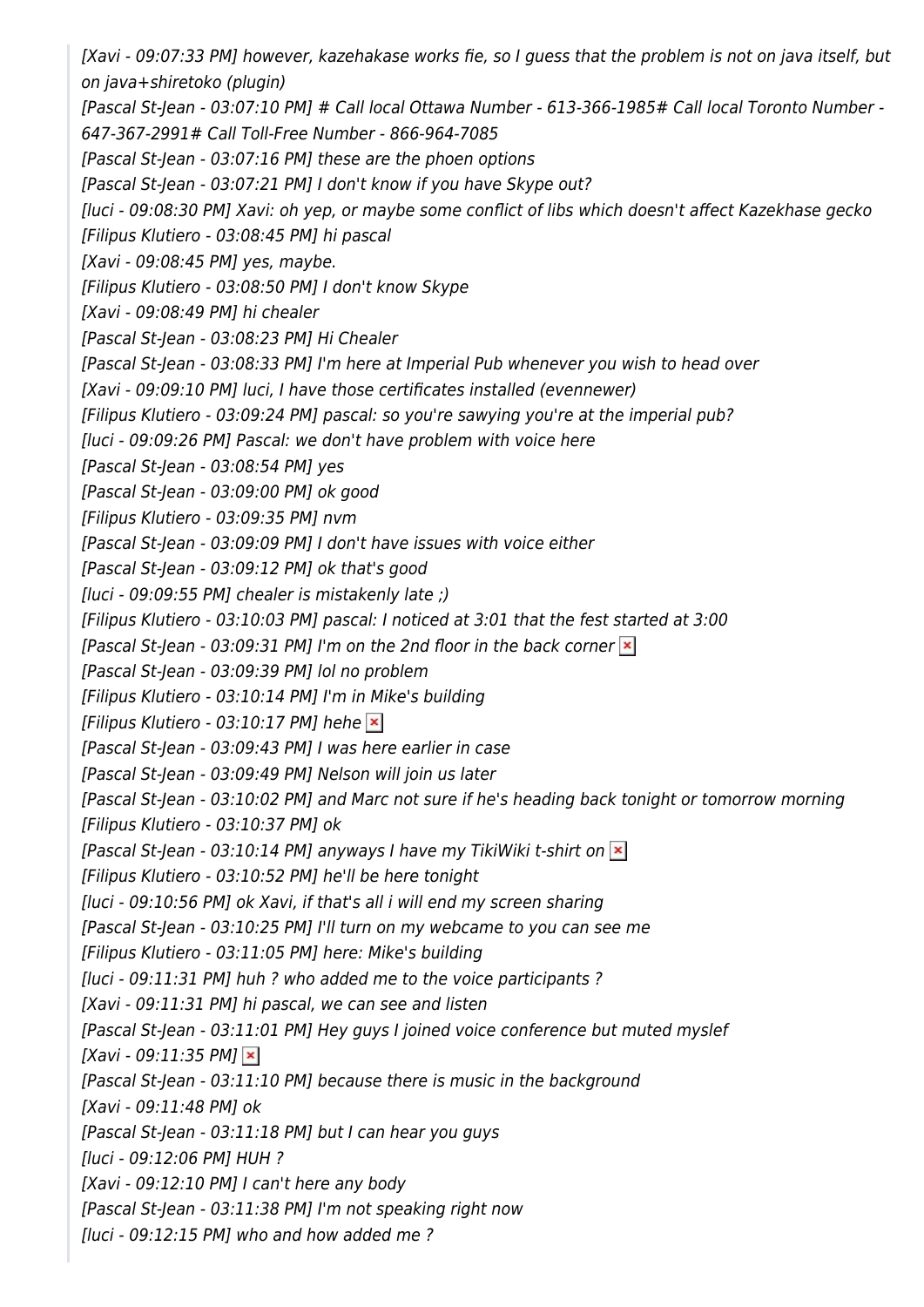*[Xavi - 09:07:33 PM] however, kazehakase works fie, so I guess that the problem is not on java itself, but on java+shiretoko (plugin)*
*[Pascal St-Jean - 03:07:10 PM] # Call local Ottawa Number - 613-366-1985# Call local Toronto Number - 647-367-2991# Call Toll-Free Number - 866-964-7085*
*[Pascal St-Jean - 03:07:16 PM] these are the phoen options*
*[Pascal St-Jean - 03:07:21 PM] I don't know if you have Skype out?*
*[luci - 09:08:30 PM] Xavi: oh yep, or maybe some conflict of libs which doesn't affect Kazekhase gecko*
*[Filipus Klutiero - 03:08:45 PM] hi pascal*
*[Xavi - 09:08:45 PM] yes, maybe.*
*[Filipus Klutiero - 03:08:50 PM] I don't know Skype*
*[Xavi - 09:08:49 PM] hi chealer*
*[Pascal St-Jean - 03:08:23 PM] Hi Chealer*
*[Pascal St-Jean - 03:08:33 PM] I'm here at Imperial Pub whenever you wish to head over*
*[Xavi - 09:09:10 PM] luci, I have those certificates installed (evennewer)*
*[Filipus Klutiero - 03:09:24 PM] pascal: so you're sawying you're at the imperial pub?*
*[luci - 09:09:26 PM] Pascal: we don't have problem with voice here*
*[Pascal St-Jean - 03:08:54 PM] yes*
*[Pascal St-Jean - 03:09:00 PM] ok good*
*[Filipus Klutiero - 03:09:35 PM] nvm*
*[Pascal St-Jean - 03:09:09 PM] I don't have issues with voice either*
*[Pascal St-Jean - 03:09:12 PM] ok that's good*
*[luci - 09:09:55 PM] chealer is mistakenly late ;)*
*[Filipus Klutiero - 03:10:03 PM] pascal: I noticed at 3:01 that the fest started at 3:00*
*[Pascal St-Jean - 03:09:31 PM] I'm on the 2nd floor in the back corner*
*[Pascal St-Jean - 03:09:39 PM] lol no problem*
*[Filipus Klutiero - 03:10:14 PM] I'm in Mike's building*
*[Filipus Klutiero - 03:10:17 PM] hehe*
*[Pascal St-Jean - 03:09:43 PM] I was here earlier in case*
*[Pascal St-Jean - 03:09:49 PM] Nelson will join us later*
*[Pascal St-Jean - 03:10:02 PM] and Marc not sure if he's heading back tonight or tomorrow morning*
*[Filipus Klutiero - 03:10:37 PM] ok*
*[Pascal St-Jean - 03:10:14 PM] anyways I have my TikiWiki t-shirt on*
*[Filipus Klutiero - 03:10:52 PM] he'll be here tonight*
*[luci - 09:10:56 PM] ok Xavi, if that's all i will end my screen sharing*
*[Pascal St-Jean - 03:10:25 PM] I'll turn on my webcame to you can see me*
*[Filipus Klutiero - 03:11:05 PM] here: Mike's building*
*[luci - 09:11:31 PM] huh ? who added me to the voice participants ?*
*[Xavi - 09:11:31 PM] hi pascal, we can see and listen*
*[Pascal St-Jean - 03:11:01 PM] Hey guys I joined voice conference but muted myslef*
*[Xavi - 09:11:35 PM]*
*[Pascal St-Jean - 03:11:10 PM] because there is music in the background*
*[Xavi - 09:11:48 PM] ok*
*[Pascal St-Jean - 03:11:18 PM] but I can hear you guys*
*[luci - 09:12:06 PM] HUH ?*
*[Xavi - 09:12:10 PM] I can't here any body*
*[Pascal St-Jean - 03:11:38 PM] I'm not speaking right now*
*[luci - 09:12:15 PM] who and how added me ?*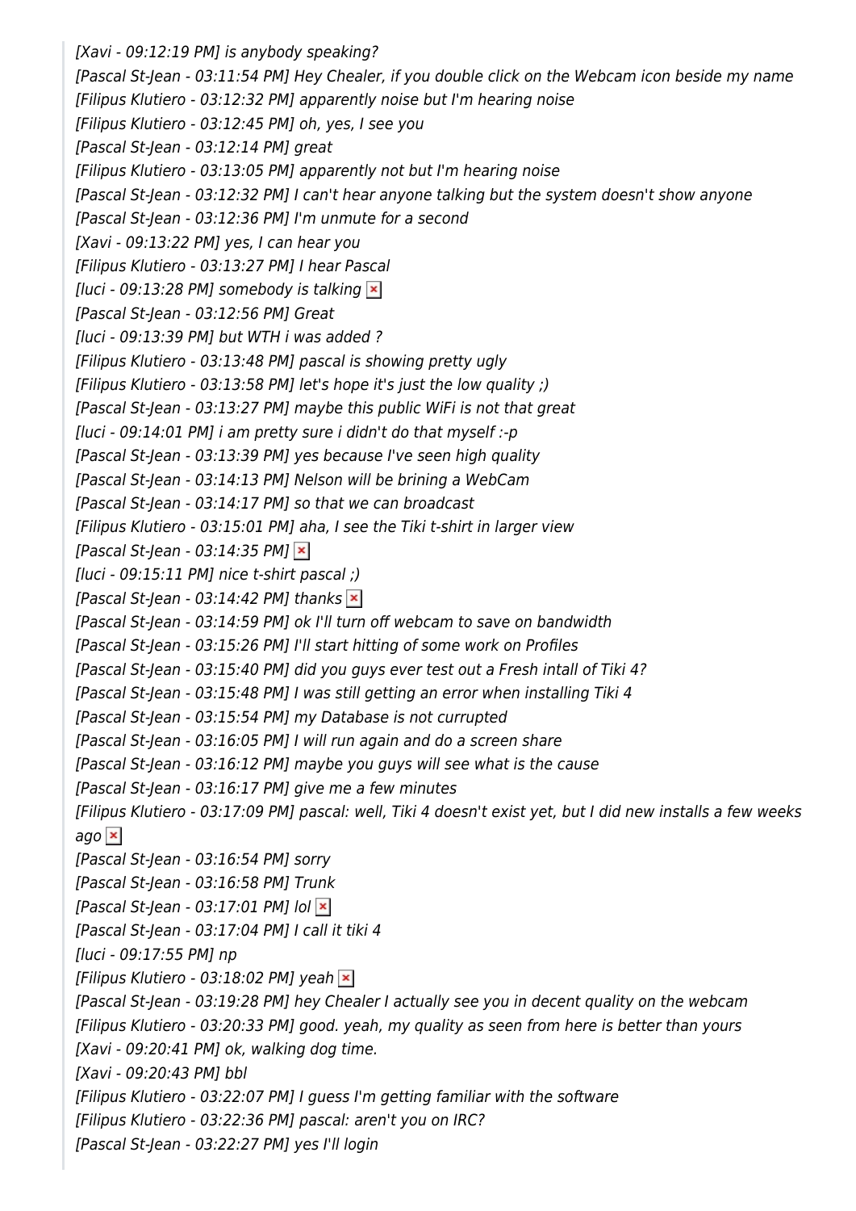*[Xavi - 09:12:19 PM] is anybody speaking?*
*[Pascal St-Jean - 03:11:54 PM] Hey Chealer, if you double click on the Webcam icon beside my name*
*[Filipus Klutiero - 03:12:32 PM] apparently noise but I'm hearing noise*
*[Filipus Klutiero - 03:12:45 PM] oh, yes, I see you*
*[Pascal St-Jean - 03:12:14 PM] great*
*[Filipus Klutiero - 03:13:05 PM] apparently not but I'm hearing noise*
*[Pascal St-Jean - 03:12:32 PM] I can't hear anyone talking but the system doesn't show anyone*
*[Pascal St-Jean - 03:12:36 PM] I'm unmute for a second*
*[Xavi - 09:13:22 PM] yes, I can hear you*
*[Filipus Klutiero - 03:13:27 PM] I hear Pascal*
*[luci - 09:13:28 PM] somebody is talking*
*[Pascal St-Jean - 03:12:56 PM] Great*
*[luci - 09:13:39 PM] but WTH i was added ?*
*[Filipus Klutiero - 03:13:48 PM] pascal is showing pretty ugly*
*[Filipus Klutiero - 03:13:58 PM] let's hope it's just the low quality ;)*
*[Pascal St-Jean - 03:13:27 PM] maybe this public WiFi is not that great*
*[luci - 09:14:01 PM] i am pretty sure i didn't do that myself :-p*
*[Pascal St-Jean - 03:13:39 PM] yes because I've seen high quality*
*[Pascal St-Jean - 03:14:13 PM] Nelson will be brining a WebCam*
*[Pascal St-Jean - 03:14:17 PM] so that we can broadcast*
*[Filipus Klutiero - 03:15:01 PM] aha, I see the Tiki t-shirt in larger view*
*[Pascal St-Jean - 03:14:35 PM]*
*[luci - 09:15:11 PM] nice t-shirt pascal ;)*
*[Pascal St-Jean - 03:14:42 PM] thanks*
*[Pascal St-Jean - 03:14:59 PM] ok I'll turn off webcam to save on bandwidth*
*[Pascal St-Jean - 03:15:26 PM] I'll start hitting of some work on Profiles*
*[Pascal St-Jean - 03:15:40 PM] did you guys ever test out a Fresh intall of Tiki 4?*
*[Pascal St-Jean - 03:15:48 PM] I was still getting an error when installing Tiki 4*
*[Pascal St-Jean - 03:15:54 PM] my Database is not currupted*
*[Pascal St-Jean - 03:16:05 PM] I will run again and do a screen share*
*[Pascal St-Jean - 03:16:12 PM] maybe you guys will see what is the cause*
*[Pascal St-Jean - 03:16:17 PM] give me a few minutes*
*[Filipus Klutiero - 03:17:09 PM] pascal: well, Tiki 4 doesn't exist yet, but I did new installs a few weeks ago*
*[Pascal St-Jean - 03:16:54 PM] sorry*
*[Pascal St-Jean - 03:16:58 PM] Trunk*
*[Pascal St-Jean - 03:17:01 PM] lol*
*[Pascal St-Jean - 03:17:04 PM] I call it tiki 4*
*[luci - 09:17:55 PM] np*
*[Filipus Klutiero - 03:18:02 PM] yeah*
*[Pascal St-Jean - 03:19:28 PM] hey Chealer I actually see you in decent quality on the webcam*
*[Filipus Klutiero - 03:20:33 PM] good. yeah, my quality as seen from here is better than yours*
*[Xavi - 09:20:41 PM] ok, walking dog time.*
*[Xavi - 09:20:43 PM] bbl*
*[Filipus Klutiero - 03:22:07 PM] I guess I'm getting familiar with the software*
*[Filipus Klutiero - 03:22:36 PM] pascal: aren't you on IRC?*
*[Pascal St-Jean - 03:22:27 PM] yes I'll login*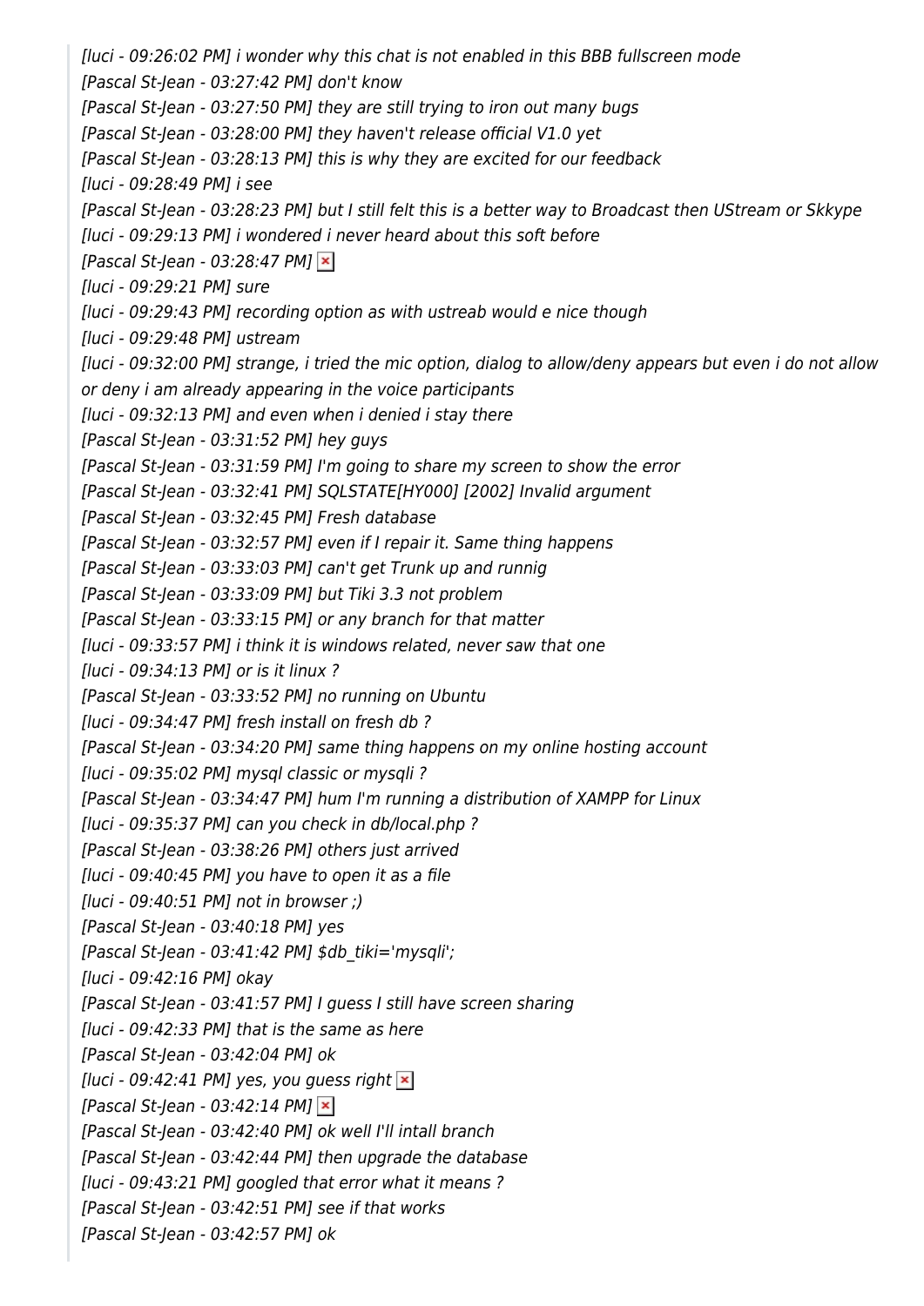*[luci - 09:26:02 PM] i wonder why this chat is not enabled in this BBB fullscreen mode*
*[Pascal St-Jean - 03:27:42 PM] don't know*
*[Pascal St-Jean - 03:27:50 PM] they are still trying to iron out many bugs*
*[Pascal St-Jean - 03:28:00 PM] they haven't release official V1.0 yet*
*[Pascal St-Jean - 03:28:13 PM] this is why they are excited for our feedback*
*[luci - 09:28:49 PM] i see*
*[Pascal St-Jean - 03:28:23 PM] but I still felt this is a better way to Broadcast then UStream or Skkype*
*[luci - 09:29:13 PM] i wondered i never heard about this soft before*
*[Pascal St-Jean - 03:28:47 PM]*
*[luci - 09:29:21 PM] sure*
*[luci - 09:29:43 PM] recording option as with ustreab would e nice though*
*[luci - 09:29:48 PM] ustream*
*[luci - 09:32:00 PM] strange, i tried the mic option, dialog to allow/deny appears but even i do not allow or deny i am already appearing in the voice participants*
*[luci - 09:32:13 PM] and even when i denied i stay there*
*[Pascal St-Jean - 03:31:52 PM] hey guys*
*[Pascal St-Jean - 03:31:59 PM] I'm going to share my screen to show the error*
*[Pascal St-Jean - 03:32:41 PM] SQLSTATE[HY000] [2002] Invalid argument*
*[Pascal St-Jean - 03:32:45 PM] Fresh database*
*[Pascal St-Jean - 03:32:57 PM] even if I repair it. Same thing happens*
*[Pascal St-Jean - 03:33:03 PM] can't get Trunk up and runnig*
*[Pascal St-Jean - 03:33:09 PM] but Tiki 3.3 not problem*
*[Pascal St-Jean - 03:33:15 PM] or any branch for that matter*
*[luci - 09:33:57 PM] i think it is windows related, never saw that one*
*[luci - 09:34:13 PM] or is it linux ?*
*[Pascal St-Jean - 03:33:52 PM] no running on Ubuntu*
*[luci - 09:34:47 PM] fresh install on fresh db ?*
*[Pascal St-Jean - 03:34:20 PM] same thing happens on my online hosting account*
*[luci - 09:35:02 PM] mysql classic or mysqli ?*
*[Pascal St-Jean - 03:34:47 PM] hum I'm running a distribution of XAMPP for Linux*
*[luci - 09:35:37 PM] can you check in db/local.php ?*
*[Pascal St-Jean - 03:38:26 PM] others just arrived*
*[luci - 09:40:45 PM] you have to open it as a file*
*[luci - 09:40:51 PM] not in browser ;)*
*[Pascal St-Jean - 03:40:18 PM] yes*
*[Pascal St-Jean - 03:41:42 PM] $db_tiki='mysqli';*
*[luci - 09:42:16 PM] okay*
*[Pascal St-Jean - 03:41:57 PM] I guess I still have screen sharing*
*[luci - 09:42:33 PM] that is the same as here*
*[Pascal St-Jean - 03:42:04 PM] ok*
*[luci - 09:42:41 PM] yes, you guess right*
*[Pascal St-Jean - 03:42:14 PM]*
*[Pascal St-Jean - 03:42:40 PM] ok well I'll intall branch*
*[Pascal St-Jean - 03:42:44 PM] then upgrade the database*
*[luci - 09:43:21 PM] googled that error what it means ?*
*[Pascal St-Jean - 03:42:51 PM] see if that works*
*[Pascal St-Jean - 03:42:57 PM] ok*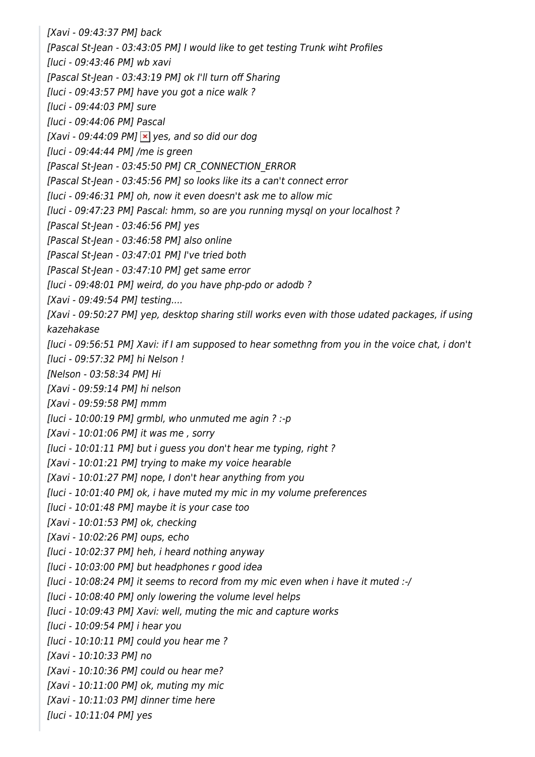*[Xavi - 09:43:37 PM] back*

*[Pascal St-Jean - 03:43:05 PM] I would like to get testing Trunk wiht Profiles*

*[luci - 09:43:46 PM] wb xavi*

*[Pascal St-Jean - 03:43:19 PM] ok I'll turn off Sharing*

*[luci - 09:43:57 PM] have you got a nice walk ?*

*[luci - 09:44:03 PM] sure*

*[luci - 09:44:06 PM] Pascal*

*[Xavi - 09:44:09 PM] yes, and so did our dog*

*[luci - 09:44:44 PM] /me is green*

*[Pascal St-Jean - 03:45:50 PM] CR_CONNECTION_ERROR*

*[Pascal St-Jean - 03:45:56 PM] so looks like its a can't connect error*

*[luci - 09:46:31 PM] oh, now it even doesn't ask me to allow mic*

*[luci - 09:47:23 PM] Pascal: hmm, so are you running mysql on your localhost ?*

*[Pascal St-Jean - 03:46:56 PM] yes*

*[Pascal St-Jean - 03:46:58 PM] also online*

*[Pascal St-Jean - 03:47:01 PM] I've tried both*

*[Pascal St-Jean - 03:47:10 PM] get same error*

*[luci - 09:48:01 PM] weird, do you have php-pdo or adodb ?*

*[Xavi - 09:49:54 PM] testing....*

*[Xavi - 09:50:27 PM] yep, desktop sharing still works even with those udated packages, if using kazehakase*

*[luci - 09:56:51 PM] Xavi: if I am supposed to hear somethng from you in the voice chat, i don't*

*[luci - 09:57:32 PM] hi Nelson !*

*[Nelson - 03:58:34 PM] Hi*

*[Xavi - 09:59:14 PM] hi nelson*

*[Xavi - 09:59:58 PM] mmm*

*[luci - 10:00:19 PM] grmbl, who unmuted me agin ? :-p*

*[Xavi - 10:01:06 PM] it was me , sorry*

*[luci - 10:01:11 PM] but i guess you don't hear me typing, right ?*

*[Xavi - 10:01:21 PM] trying to make my voice hearable*

*[Xavi - 10:01:27 PM] nope, I don't hear anything from you*

*[luci - 10:01:40 PM] ok, i have muted my mic in my volume preferences*

*[luci - 10:01:48 PM] maybe it is your case too*

*[Xavi - 10:01:53 PM] ok, checking*

*[Xavi - 10:02:26 PM] oups, echo*

*[luci - 10:02:37 PM] heh, i heard nothing anyway*

*[luci - 10:03:00 PM] but headphones r good idea*

*[luci - 10:08:24 PM] it seems to record from my mic even when i have it muted :-/*

*[luci - 10:08:40 PM] only lowering the volume level helps*

*[luci - 10:09:43 PM] Xavi: well, muting the mic and capture works*

*[luci - 10:09:54 PM] i hear you*

*[luci - 10:10:11 PM] could you hear me ?*

*[Xavi - 10:10:33 PM] no*

*[Xavi - 10:10:36 PM] could ou hear me?*

*[Xavi - 10:11:00 PM] ok, muting my mic*

*[Xavi - 10:11:03 PM] dinner time here*

*[luci - 10:11:04 PM] yes*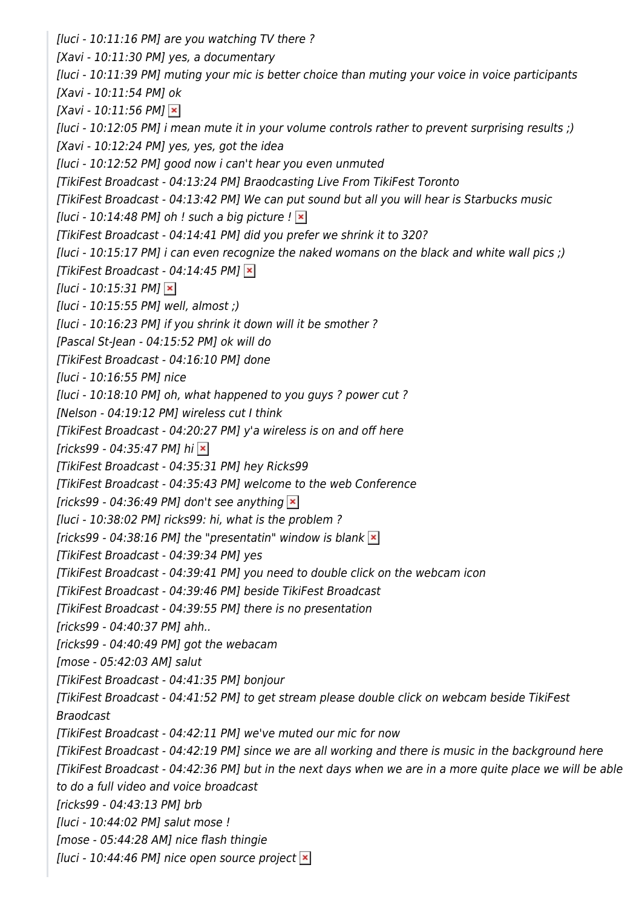*[luci - 10:11:16 PM] are you watching TV there ?*
*[Xavi - 10:11:30 PM] yes, a documentary*
*[luci - 10:11:39 PM] muting your mic is better choice than muting your voice in voice participants*
*[Xavi - 10:11:54 PM] ok*
*[Xavi - 10:11:56 PM]*
*[luci - 10:12:05 PM] i mean mute it in your volume controls rather to prevent surprising results ;)*
*[Xavi - 10:12:24 PM] yes, yes, got the idea*
*[luci - 10:12:52 PM] good now i can't hear you even unmuted*
*[TikiFest Broadcast - 04:13:24 PM] Braodcasting Live From TikiFest Toronto*
*[TikiFest Broadcast - 04:13:42 PM] We can put sound but all you will hear is Starbucks music*
*[luci - 10:14:48 PM] oh ! such a big picture !*
*[TikiFest Broadcast - 04:14:41 PM] did you prefer we shrink it to 320?*
*[luci - 10:15:17 PM] i can even recognize the naked womans on the black and white wall pics ;)*
*[TikiFest Broadcast - 04:14:45 PM]*
*[luci - 10:15:31 PM]*
*[luci - 10:15:55 PM] well, almost ;)*
*[luci - 10:16:23 PM] if you shrink it down will it be smother ?*
*[Pascal St-Jean - 04:15:52 PM] ok will do*
*[TikiFest Broadcast - 04:16:10 PM] done*
*[luci - 10:16:55 PM] nice*
*[luci - 10:18:10 PM] oh, what happened to you guys ? power cut ?*
*[Nelson - 04:19:12 PM] wireless cut I think*
*[TikiFest Broadcast - 04:20:27 PM] y'a wireless is on and off here*
*[ricks99 - 04:35:47 PM] hi*
*[TikiFest Broadcast - 04:35:31 PM] hey Ricks99*
*[TikiFest Broadcast - 04:35:43 PM] welcome to the web Conference*
*[ricks99 - 04:36:49 PM] don't see anything*
*[luci - 10:38:02 PM] ricks99: hi, what is the problem ?*
*[ricks99 - 04:38:16 PM] the "presentatin" window is blank*
*[TikiFest Broadcast - 04:39:34 PM] yes*
*[TikiFest Broadcast - 04:39:41 PM] you need to double click on the webcam icon*
*[TikiFest Broadcast - 04:39:46 PM] beside TikiFest Broadcast*
*[TikiFest Broadcast - 04:39:55 PM] there is no presentation*
*[ricks99 - 04:40:37 PM] ahh..*
*[ricks99 - 04:40:49 PM] got the webacam*
*[mose - 05:42:03 AM] salut*
*[TikiFest Broadcast - 04:41:35 PM] bonjour*
*[TikiFest Broadcast - 04:41:52 PM] to get stream please double click on webcam beside TikiFest Braodcast*
*[TikiFest Broadcast - 04:42:11 PM] we've muted our mic for now*
*[TikiFest Broadcast - 04:42:19 PM] since we are all working and there is music in the background here*
*[TikiFest Broadcast - 04:42:36 PM] but in the next days when we are in a more quite place we will be able to do a full video and voice broadcast*
*[ricks99 - 04:43:13 PM] brb*
*[luci - 10:44:02 PM] salut mose !*
*[mose - 05:44:28 AM] nice flash thingie*
*[luci - 10:44:46 PM] nice open source project*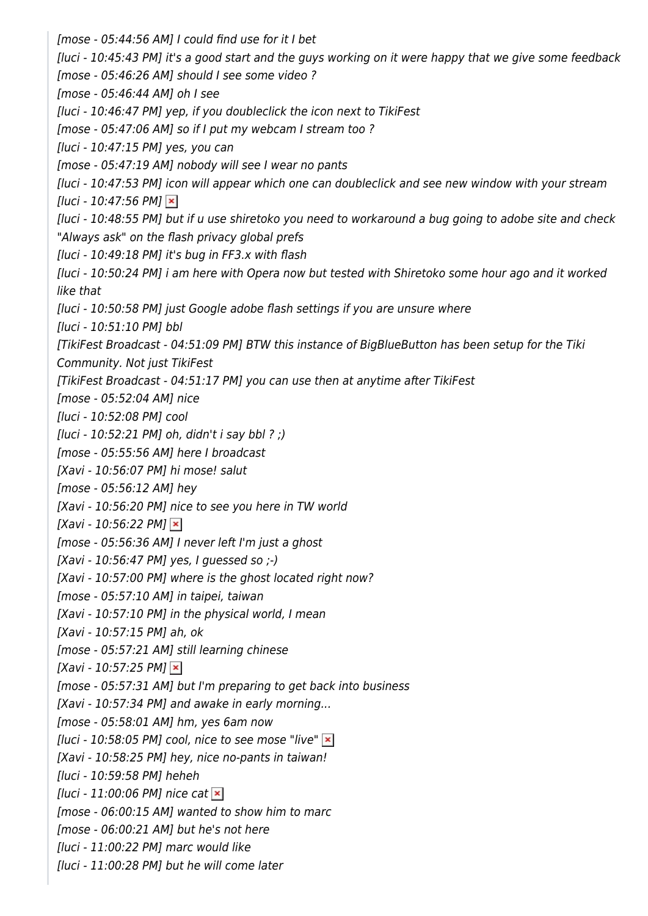*[mose - 05:44:56 AM] I could find use for it I bet*
*[luci - 10:45:43 PM] it's a good start and the guys working on it were happy that we give some feedback*
*[mose - 05:46:26 AM] should I see some video ?*
*[mose - 05:46:44 AM] oh I see*
*[luci - 10:46:47 PM] yep, if you doubleclick the icon next to TikiFest*
*[mose - 05:47:06 AM] so if I put my webcam I stream too ?*
*[luci - 10:47:15 PM] yes, you can*
*[mose - 05:47:19 AM] nobody will see I wear no pants*
*[luci - 10:47:53 PM] icon will appear which one can doubleclick and see new window with your stream*
*[luci - 10:47:56 PM]*
*[luci - 10:48:55 PM] but if u use shiretoko you need to workaround a bug going to adobe site and check "Always ask" on the flash privacy global prefs*
*[luci - 10:49:18 PM] it's bug in FF3.x with flash*
*[luci - 10:50:24 PM] i am here with Opera now but tested with Shiretoko some hour ago and it worked like that*
*[luci - 10:50:58 PM] just Google adobe flash settings if you are unsure where*
*[luci - 10:51:10 PM] bbl*
*[TikiFest Broadcast - 04:51:09 PM] BTW this instance of BigBlueButton has been setup for the Tiki Community. Not just TikiFest*
*[TikiFest Broadcast - 04:51:17 PM] you can use then at anytime after TikiFest*
*[mose - 05:52:04 AM] nice*
*[luci - 10:52:08 PM] cool*
*[luci - 10:52:21 PM] oh, didn't i say bbl ? ;)*
*[mose - 05:55:56 AM] here I broadcast*
*[Xavi - 10:56:07 PM] hi mose! salut*
*[mose - 05:56:12 AM] hey*
*[Xavi - 10:56:20 PM] nice to see you here in TW world*
*[Xavi - 10:56:22 PM]*
*[mose - 05:56:36 AM] I never left I'm just a ghost*
*[Xavi - 10:56:47 PM] yes, I guessed so ;-)*
*[Xavi - 10:57:00 PM] where is the ghost located right now?*
*[mose - 05:57:10 AM] in taipei, taiwan*
*[Xavi - 10:57:10 PM] in the physical world, I mean*
*[Xavi - 10:57:15 PM] ah, ok*
*[mose - 05:57:21 AM] still learning chinese*
*[Xavi - 10:57:25 PM]*
*[mose - 05:57:31 AM] but I'm preparing to get back into business*
*[Xavi - 10:57:34 PM] and awake in early morning...*
*[mose - 05:58:01 AM] hm, yes 6am now*
*[luci - 10:58:05 PM] cool, nice to see mose "live"*
*[Xavi - 10:58:25 PM] hey, nice no-pants in taiwan!*
*[luci - 10:59:58 PM] heheh*
*[luci - 11:00:06 PM] nice cat*
*[mose - 06:00:15 AM] wanted to show him to marc*
*[mose - 06:00:21 AM] but he's not here*
*[luci - 11:00:22 PM] marc would like*
*[luci - 11:00:28 PM] but he will come later*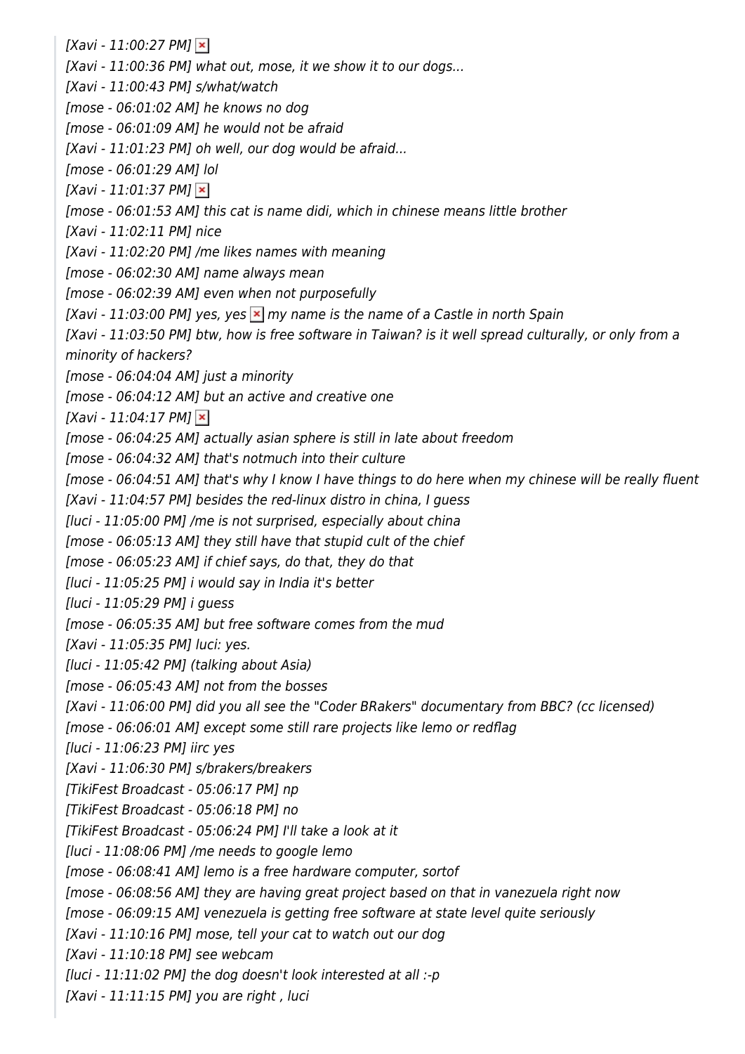*[Xavi - 11:00:27 PM]* 
*[Xavi - 11:00:36 PM] what out, mose, it we show it to our dogs...*
*[Xavi - 11:00:43 PM] s/what/watch*
*[mose - 06:01:02 AM] he knows no dog*
*[mose - 06:01:09 AM] he would not be afraid*
*[Xavi - 11:01:23 PM] oh well, our dog would be afraid...*
*[mose - 06:01:29 AM] lol*
*[Xavi - 11:01:37 PM]* 
*[mose - 06:01:53 AM] this cat is name didi, which in chinese means little brother*
*[Xavi - 11:02:11 PM] nice*
*[Xavi - 11:02:20 PM] /me likes names with meaning*
*[mose - 06:02:30 AM] name always mean*
*[mose - 06:02:39 AM] even when not purposefully*
*[Xavi - 11:03:00 PM] yes, yes  my name is the name of a Castle in north Spain*
*[Xavi - 11:03:50 PM] btw, how is free software in Taiwan? is it well spread culturally, or only from a minority of hackers?*
*[mose - 06:04:04 AM] just a minority*
*[mose - 06:04:12 AM] but an active and creative one*
*[Xavi - 11:04:17 PM]* 
*[mose - 06:04:25 AM] actually asian sphere is still in late about freedom*
*[mose - 06:04:32 AM] that's notmuch into their culture*
*[mose - 06:04:51 AM] that's why I know I have things to do here when my chinese will be really fluent*
*[Xavi - 11:04:57 PM] besides the red-linux distro in china, I guess*
*[luci - 11:05:00 PM] /me is not surprised, especially about china*
*[mose - 06:05:13 AM] they still have that stupid cult of the chief*
*[mose - 06:05:23 AM] if chief says, do that, they do that*
*[luci - 11:05:25 PM] i would say in India it's better*
*[luci - 11:05:29 PM] i guess*
*[mose - 06:05:35 AM] but free software comes from the mud*
*[Xavi - 11:05:35 PM] luci: yes.*
*[luci - 11:05:42 PM] (talking about Asia)*
*[mose - 06:05:43 AM] not from the bosses*
*[Xavi - 11:06:00 PM] did you all see the "Coder BRakers" documentary from BBC? (cc licensed)*
*[mose - 06:06:01 AM] except some still rare projects like lemo or redflag*
*[luci - 11:06:23 PM] iirc yes*
*[Xavi - 11:06:30 PM] s/brakers/breakers*
*[TikiFest Broadcast - 05:06:17 PM] np*
*[TikiFest Broadcast - 05:06:18 PM] no*
*[TikiFest Broadcast - 05:06:24 PM] I'll take a look at it*
*[luci - 11:08:06 PM] /me needs to google lemo*
*[mose - 06:08:41 AM] lemo is a free hardware computer, sortof*
*[mose - 06:08:56 AM] they are having great project based on that in vanezuela right now*
*[mose - 06:09:15 AM] venezuela is getting free software at state level quite seriously*
*[Xavi - 11:10:16 PM] mose, tell your cat to watch out our dog*
*[Xavi - 11:10:18 PM] see webcam*
*[luci - 11:11:02 PM] the dog doesn't look interested at all :-p*
*[Xavi - 11:11:15 PM] you are right , luci*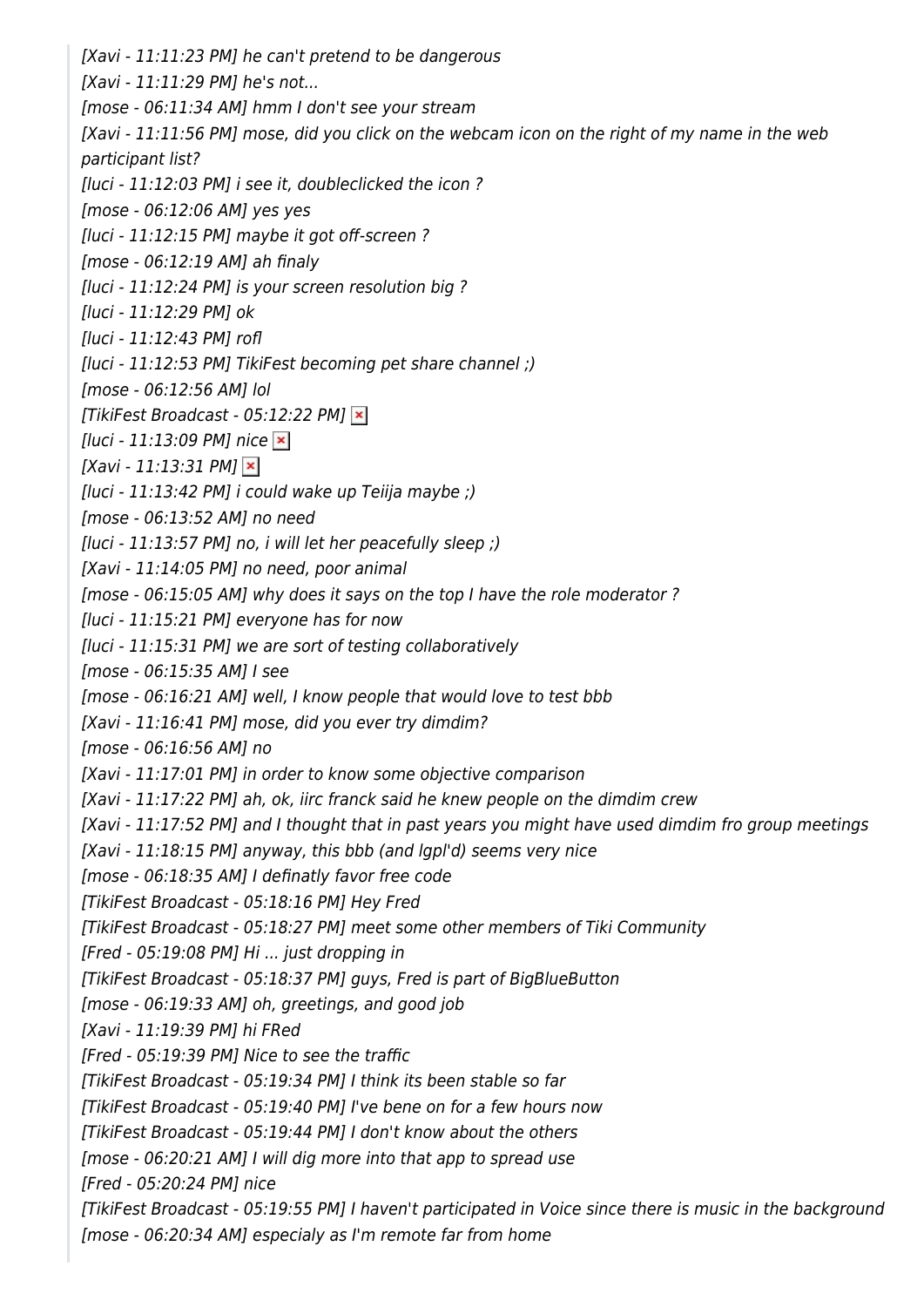*[Xavi - 11:11:23 PM] he can't pretend to be dangerous*

*[Xavi - 11:11:29 PM] he's not...*

*[mose - 06:11:34 AM] hmm I don't see your stream*

*[Xavi - 11:11:56 PM] mose, did you click on the webcam icon on the right of my name in the web participant list?*

*[luci - 11:12:03 PM] i see it, doubleclicked the icon ?*

*[mose - 06:12:06 AM] yes yes*

*[luci - 11:12:15 PM] maybe it got off-screen ?*

*[mose - 06:12:19 AM] ah finaly*

*[luci - 11:12:24 PM] is your screen resolution big ?*

*[luci - 11:12:29 PM] ok*

*[luci - 11:12:43 PM] rofl*

*[luci - 11:12:53 PM] TikiFest becoming pet share channel ;)*

*[mose - 06:12:56 AM] lol*

*[TikiFest Broadcast - 05:12:22 PM]*

*[luci - 11:13:09 PM] nice*

*[Xavi - 11:13:31 PM]*

*[luci - 11:13:42 PM] i could wake up Teiija maybe ;)*

*[mose - 06:13:52 AM] no need*

*[luci - 11:13:57 PM] no, i will let her peacefully sleep ;)*

*[Xavi - 11:14:05 PM] no need, poor animal*

*[mose - 06:15:05 AM] why does it says on the top I have the role moderator ?*

*[luci - 11:15:21 PM] everyone has for now*

*[luci - 11:15:31 PM] we are sort of testing collaboratively*

*[mose - 06:15:35 AM] I see*

*[mose - 06:16:21 AM] well, I know people that would love to test bbb*

*[Xavi - 11:16:41 PM] mose, did you ever try dimdim?*

*[mose - 06:16:56 AM] no*

*[Xavi - 11:17:01 PM] in order to know some objective comparison*

*[Xavi - 11:17:22 PM] ah, ok, iirc franck said he knew people on the dimdim crew*

*[Xavi - 11:17:52 PM] and I thought that in past years you might have used dimdim fro group meetings*

*[Xavi - 11:18:15 PM] anyway, this bbb (and lgpl'd) seems very nice*

*[mose - 06:18:35 AM] I definatly favor free code*

*[TikiFest Broadcast - 05:18:16 PM] Hey Fred*

*[TikiFest Broadcast - 05:18:27 PM] meet some other members of Tiki Community*

*[Fred - 05:19:08 PM] Hi ... just dropping in*

*[TikiFest Broadcast - 05:18:37 PM] guys, Fred is part of BigBlueButton*

*[mose - 06:19:33 AM] oh, greetings, and good job*

*[Xavi - 11:19:39 PM] hi FRed*

*[Fred - 05:19:39 PM] Nice to see the traffic*

*[TikiFest Broadcast - 05:19:34 PM] I think its been stable so far*

*[TikiFest Broadcast - 05:19:40 PM] I've bene on for a few hours now*

*[TikiFest Broadcast - 05:19:44 PM] I don't know about the others*

*[mose - 06:20:21 AM] I will dig more into that app to spread use*

*[Fred - 05:20:24 PM] nice*

*[TikiFest Broadcast - 05:19:55 PM] I haven't participated in Voice since there is music in the background*

*[mose - 06:20:34 AM] especialy as I'm remote far from home*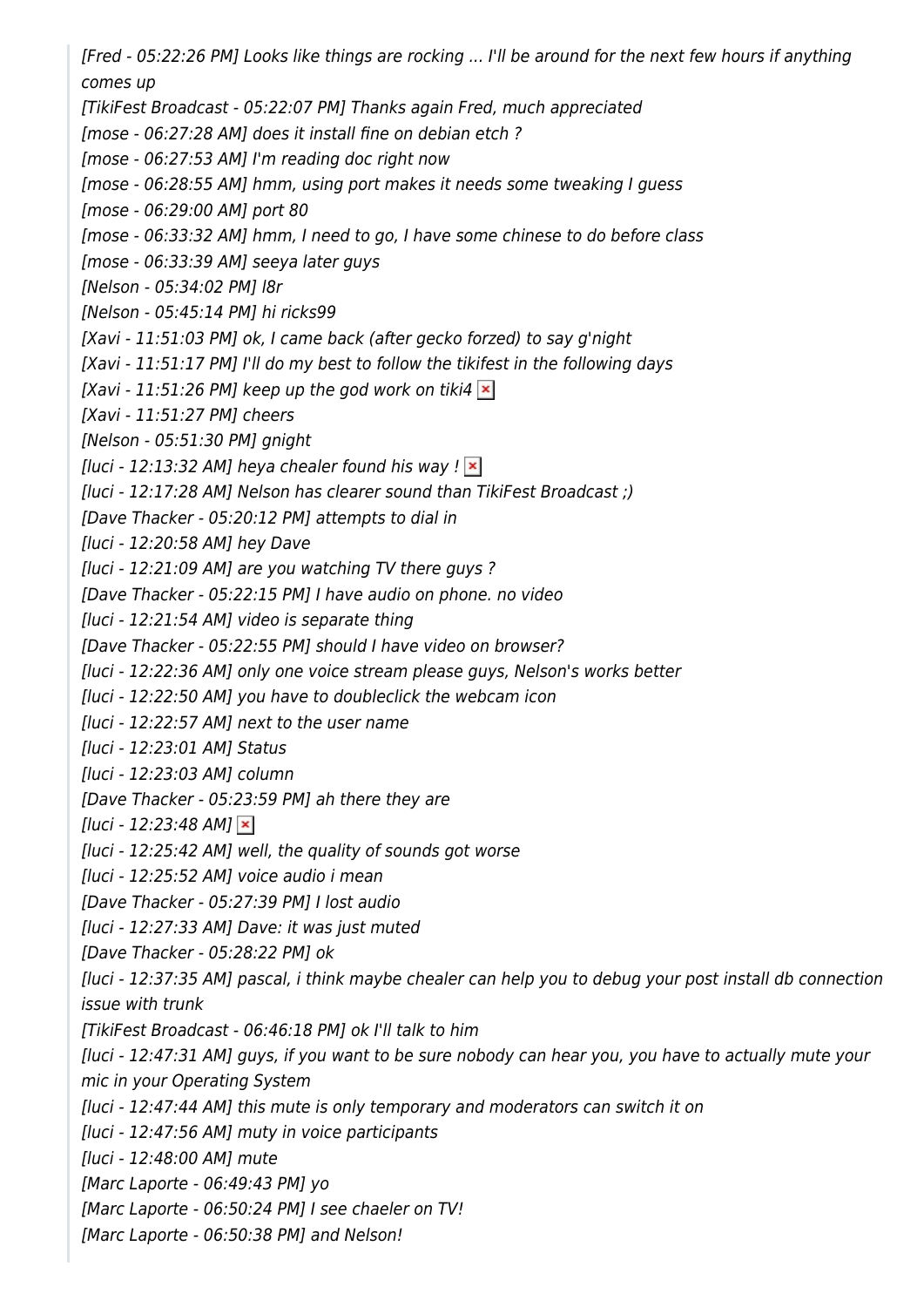*[Fred - 05:22:26 PM] Looks like things are rocking ... I'll be around for the next few hours if anything comes up*
*[TikiFest Broadcast - 05:22:07 PM] Thanks again Fred, much appreciated*
*[mose - 06:27:28 AM] does it install fine on debian etch ?*
*[mose - 06:27:53 AM] I'm reading doc right now*
*[mose - 06:28:55 AM] hmm, using port makes it needs some tweaking I guess*
*[mose - 06:29:00 AM] port 80*
*[mose - 06:33:32 AM] hmm, I need to go, I have some chinese to do before class*
*[mose - 06:33:39 AM] seeya later guys*
*[Nelson - 05:34:02 PM] l8r*
*[Nelson - 05:45:14 PM] hi ricks99*
*[Xavi - 11:51:03 PM] ok, I came back (after gecko forzed) to say g'night*
*[Xavi - 11:51:17 PM] I'll do my best to follow the tikifest in the following days*
*[Xavi - 11:51:26 PM] keep up the god work on tiki4*
*[Xavi - 11:51:27 PM] cheers*
*[Nelson - 05:51:30 PM] gnight*
*[luci - 12:13:32 AM] heya chealer found his way !*
*[luci - 12:17:28 AM] Nelson has clearer sound than TikiFest Broadcast ;)*
*[Dave Thacker - 05:20:12 PM] attempts to dial in*
*[luci - 12:20:58 AM] hey Dave*
*[luci - 12:21:09 AM] are you watching TV there guys ?*
*[Dave Thacker - 05:22:15 PM] I have audio on phone. no video*
*[luci - 12:21:54 AM] video is separate thing*
*[Dave Thacker - 05:22:55 PM] should I have video on browser?*
*[luci - 12:22:36 AM] only one voice stream please guys, Nelson's works better*
*[luci - 12:22:50 AM] you have to doubleclick the webcam icon*
*[luci - 12:22:57 AM] next to the user name*
*[luci - 12:23:01 AM] Status*
*[luci - 12:23:03 AM] column*
*[Dave Thacker - 05:23:59 PM] ah there they are*
*[luci - 12:23:48 AM]*
*[luci - 12:25:42 AM] well, the quality of sounds got worse*
*[luci - 12:25:52 AM] voice audio i mean*
*[Dave Thacker - 05:27:39 PM] I lost audio*
*[luci - 12:27:33 AM] Dave: it was just muted*
*[Dave Thacker - 05:28:22 PM] ok*
*[luci - 12:37:35 AM] pascal, i think maybe chealer can help you to debug your post install db connection issue with trunk*
*[TikiFest Broadcast - 06:46:18 PM] ok I'll talk to him*
*[luci - 12:47:31 AM] guys, if you want to be sure nobody can hear you, you have to actually mute your mic in your Operating System*
*[luci - 12:47:44 AM] this mute is only temporary and moderators can switch it on*
*[luci - 12:47:56 AM] muty in voice participants*
*[luci - 12:48:00 AM] mute*
*[Marc Laporte - 06:49:43 PM] yo*
*[Marc Laporte - 06:50:24 PM] I see chaeler on TV!*
*[Marc Laporte - 06:50:38 PM] and Nelson!*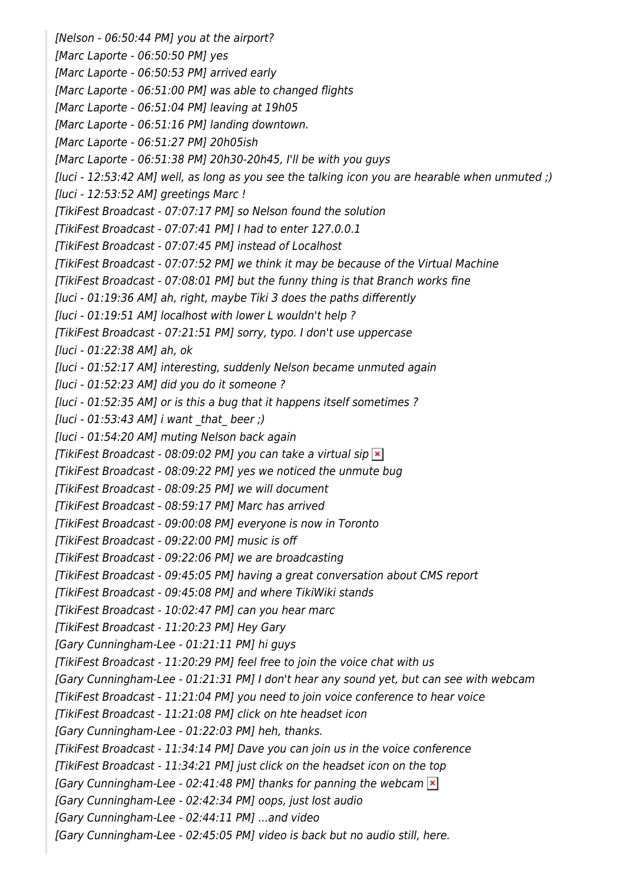*[Nelson - 06:50:44 PM] you at the airport?*
*[Marc Laporte - 06:50:50 PM] yes*
*[Marc Laporte - 06:50:53 PM] arrived early*
*[Marc Laporte - 06:51:00 PM] was able to changed flights*
*[Marc Laporte - 06:51:04 PM] leaving at 19h05*
*[Marc Laporte - 06:51:16 PM] landing downtown.*
*[Marc Laporte - 06:51:27 PM] 20h05ish*
*[Marc Laporte - 06:51:38 PM] 20h30-20h45, I'll be with you guys*
*[luci - 12:53:42 AM] well, as long as you see the talking icon you are hearable when unmuted ;)*
*[luci - 12:53:52 AM] greetings Marc !*
*[TikiFest Broadcast - 07:07:17 PM] so Nelson found the solution*
*[TikiFest Broadcast - 07:07:41 PM] I had to enter 127.0.0.1*
*[TikiFest Broadcast - 07:07:45 PM] instead of Localhost*
*[TikiFest Broadcast - 07:07:52 PM] we think it may be because of the Virtual Machine*
*[TikiFest Broadcast - 07:08:01 PM] but the funny thing is that Branch works fine*
*[luci - 01:19:36 AM] ah, right, maybe Tiki 3 does the paths differently*
*[luci - 01:19:51 AM] localhost with lower L wouldn't help ?*
*[TikiFest Broadcast - 07:21:51 PM] sorry, typo. I don't use uppercase*
*[luci - 01:22:38 AM] ah, ok*
*[luci - 01:52:17 AM] interesting, suddenly Nelson became unmuted again*
*[luci - 01:52:23 AM] did you do it someone ?*
*[luci - 01:52:35 AM] or is this a bug that it happens itself sometimes ?*
*[luci - 01:53:43 AM] i want _that_ beer ;)*
*[luci - 01:54:20 AM] muting Nelson back again*
*[TikiFest Broadcast - 08:09:02 PM] you can take a virtual sip*
*[TikiFest Broadcast - 08:09:22 PM] yes we noticed the unmute bug*
*[TikiFest Broadcast - 08:09:25 PM] we will document*
*[TikiFest Broadcast - 08:59:17 PM] Marc has arrived*
*[TikiFest Broadcast - 09:00:08 PM] everyone is now in Toronto*
*[TikiFest Broadcast - 09:22:00 PM] music is off*
*[TikiFest Broadcast - 09:22:06 PM] we are broadcasting*
*[TikiFest Broadcast - 09:45:05 PM] having a great conversation about CMS report*
*[TikiFest Broadcast - 09:45:08 PM] and where TikiWiki stands*
*[TikiFest Broadcast - 10:02:47 PM] can you hear marc*
*[TikiFest Broadcast - 11:20:23 PM] Hey Gary*
*[Gary Cunningham-Lee - 01:21:11 PM] hi guys*
*[TikiFest Broadcast - 11:20:29 PM] feel free to join the voice chat with us*
*[Gary Cunningham-Lee - 01:21:31 PM] I don't hear any sound yet, but can see with webcam*
*[TikiFest Broadcast - 11:21:04 PM] you need to join voice conference to hear voice*
*[TikiFest Broadcast - 11:21:08 PM] click on hte headset icon*
*[Gary Cunningham-Lee - 01:22:03 PM] heh, thanks.*
*[TikiFest Broadcast - 11:34:14 PM] Dave you can join us in the voice conference*
*[TikiFest Broadcast - 11:34:21 PM] just click on the headset icon on the top*
*[Gary Cunningham-Lee - 02:41:48 PM] thanks for panning the webcam*
*[Gary Cunningham-Lee - 02:42:34 PM] oops, just lost audio*
*[Gary Cunningham-Lee - 02:44:11 PM] ...and video*
*[Gary Cunningham-Lee - 02:45:05 PM] video is back but no audio still, here.*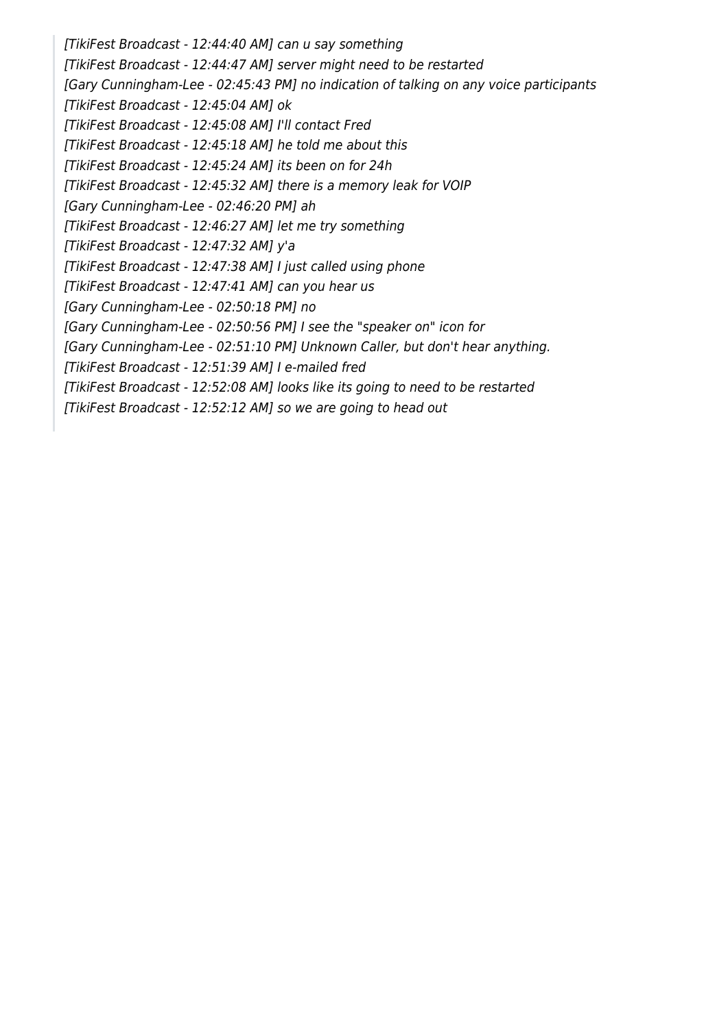> *[TikiFest Broadcast - 12:44:40 AM] can u say something*
> *[TikiFest Broadcast - 12:44:47 AM] server might need to be restarted*
> *[Gary Cunningham-Lee - 02:45:43 PM] no indication of talking on any voice participants*
> *[TikiFest Broadcast - 12:45:04 AM] ok*
> *[TikiFest Broadcast - 12:45:08 AM] I'll contact Fred*
> *[TikiFest Broadcast - 12:45:18 AM] he told me about this*
> *[TikiFest Broadcast - 12:45:24 AM] its been on for 24h*
> *[TikiFest Broadcast - 12:45:32 AM] there is a memory leak for VOIP*
> *[Gary Cunningham-Lee - 02:46:20 PM] ah*
> *[TikiFest Broadcast - 12:46:27 AM] let me try something*
> *[TikiFest Broadcast - 12:47:32 AM] y'a*
> *[TikiFest Broadcast - 12:47:38 AM] I just called using phone*
> *[TikiFest Broadcast - 12:47:41 AM] can you hear us*
> *[Gary Cunningham-Lee - 02:50:18 PM] no*
> *[Gary Cunningham-Lee - 02:50:56 PM] I see the "speaker on" icon for*
> *[Gary Cunningham-Lee - 02:51:10 PM] Unknown Caller, but don't hear anything.*
> *[TikiFest Broadcast - 12:51:39 AM] I e-mailed fred*
> *[TikiFest Broadcast - 12:52:08 AM] looks like its going to need to be restarted*
> *[TikiFest Broadcast - 12:52:12 AM] so we are going to head out*